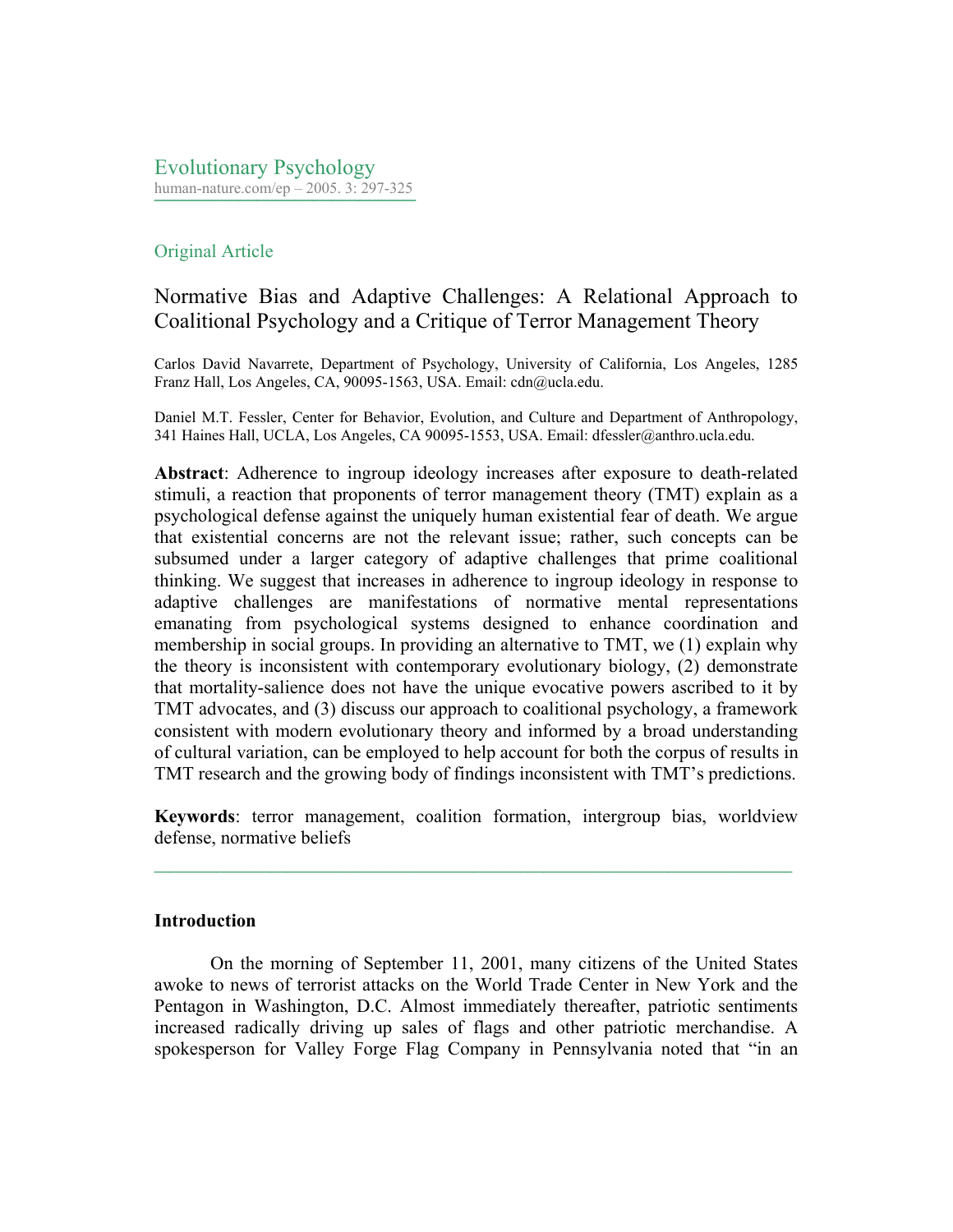Evolutionary Psychology

human-nature.com/ep – 2005. 3: 297-325

Original Article

# Normative Bias and Adaptive Challenges: A Relational Approach to Coalitional Psychology and a Critique of Terror Management Theory

Carlos David Navarrete, Department of Psychology, University of California, Los Angeles, 1285 Franz Hall, Los Angeles, CA, 90095-1563, USA. Email: cdn@ucla.edu.

Daniel M.T. Fessler, Center for Behavior, Evolution, and Culture and Department of Anthropology, 341 Haines Hall, UCLA, Los Angeles, CA 90095-1553, USA. Email: dfessler@anthro.ucla.edu.

**Abstract**: Adherence to ingroup ideology increases after exposure to death-related stimuli, a reaction that proponents of terror management theory (TMT) explain as a psychological defense against the uniquely human existential fear of death. We argue that existential concerns are not the relevant issue; rather, such concepts can be subsumed under a larger category of adaptive challenges that prime coalitional thinking. We suggest that increases in adherence to ingroup ideology in response to adaptive challenges are manifestations of normative mental representations emanating from psychological systems designed to enhance coordination and membership in social groups. In providing an alternative to TMT, we (1) explain why the theory is inconsistent with contemporary evolutionary biology, (2) demonstrate that mortality-salience does not have the unique evocative powers ascribed to it by TMT advocates, and (3) discuss our approach to coalitional psychology, a framework consistent with modern evolutionary theory and informed by a broad understanding of cultural variation, can be employed to help account for both the corpus of results in TMT research and the growing body of findings inconsistent with TMT's predictions.

**Keywords**: terror management, coalition formation, intergroup bias, worldview defense, normative beliefs

---

## Introduction

On the morning of September 11, 2001, many citizens of the United States awoke to news of terrorist attacks on the World Trade Center in New York and the Pentagon in Washington, D.C. Almost immediately thereafter, patriotic sentiments increased radically driving up sales of flags and other patriotic merchandise. A spokesperson for Valley Forge Flag Company in Pennsylvania noted that "in an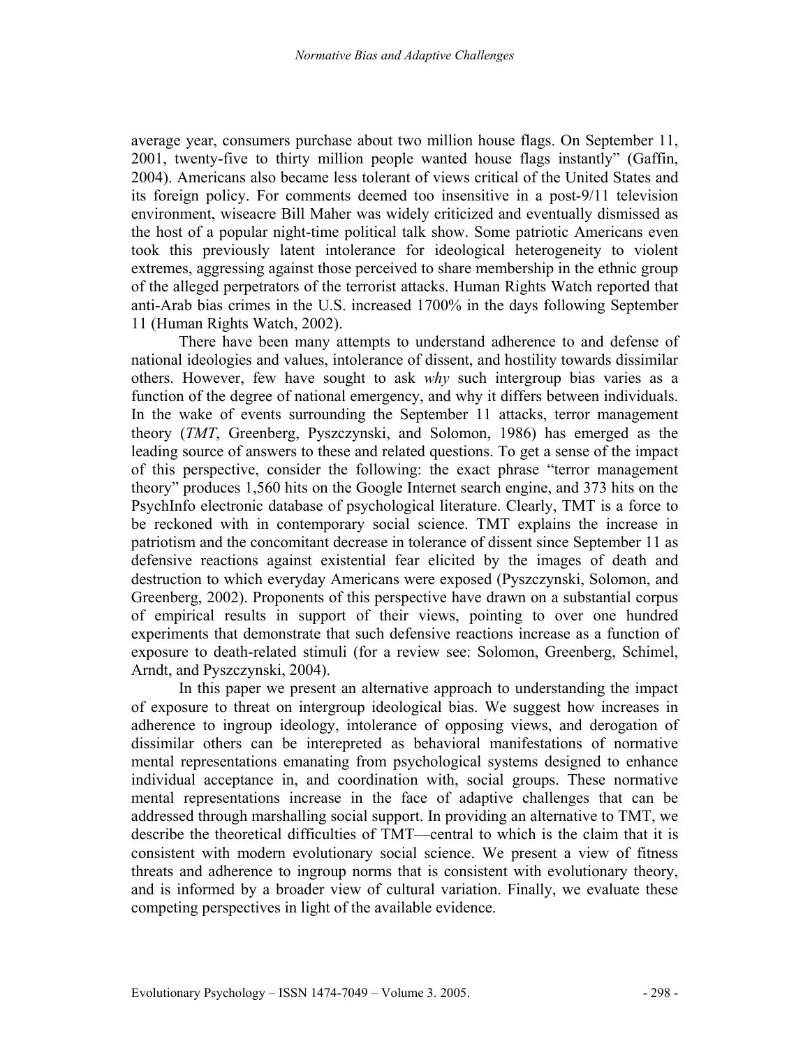average year, consumers purchase about two million house flags. On September 11, 2001, twenty-five to thirty million people wanted house flags instantly" (Gaffin, 2004). Americans also became less tolerant of views critical of the United States and its foreign policy. For comments deemed too insensitive in a post-9/11 television environment, wiseacre Bill Maher was widely criticized and eventually dismissed as the host of a popular night-time political talk show. Some patriotic Americans even took this previously latent intolerance for ideological heterogeneity to violent extremes, aggressing against those perceived to share membership in the ethnic group of the alleged perpetrators of the terrorist attacks. Human Rights Watch reported that anti-Arab bias crimes in the U.S. increased 1700% in the days following September 11 (Human Rights Watch, 2002).

There have been many attempts to understand adherence to and defense of national ideologies and values, intolerance of dissent, and hostility towards dissimilar others. However, few have sought to ask *why* such intergroup bias varies as a function of the degree of national emergency, and why it differs between individuals. In the wake of events surrounding the September 11 attacks, terror management theory (*TMT*, Greenberg, Pyszczynski, and Solomon, 1986) has emerged as the leading source of answers to these and related questions. To get a sense of the impact of this perspective, consider the following: the exact phrase "terror management theory" produces 1,560 hits on the Google Internet search engine, and 373 hits on the PsychInfo electronic database of psychological literature. Clearly, TMT is a force to be reckoned with in contemporary social science. TMT explains the increase in patriotism and the concomitant decrease in tolerance of dissent since September 11 as defensive reactions against existential fear elicited by the images of death and destruction to which everyday Americans were exposed (Pyszczynski, Solomon, and Greenberg, 2002). Proponents of this perspective have drawn on a substantial corpus of empirical results in support of their views, pointing to over one hundred experiments that demonstrate that such defensive reactions increase as a function of exposure to death-related stimuli (for a review see: Solomon, Greenberg, Schimel, Arndt, and Pyszczynski, 2004).

In this paper we present an alternative approach to understanding the impact of exposure to threat on intergroup ideological bias. We suggest how increases in adherence to ingroup ideology, intolerance of opposing views, and derogation of dissimilar others can be interepreted as behavioral manifestations of normative mental representations emanating from psychological systems designed to enhance individual acceptance in, and coordination with, social groups. These normative mental representations increase in the face of adaptive challenges that can be addressed through marshalling social support. In providing an alternative to TMT, we describe the theoretical difficulties of TMT—central to which is the claim that it is consistent with modern evolutionary social science. We present a view of fitness threats and adherence to ingroup norms that is consistent with evolutionary theory, and is informed by a broader view of cultural variation. Finally, we evaluate these competing perspectives in light of the available evidence.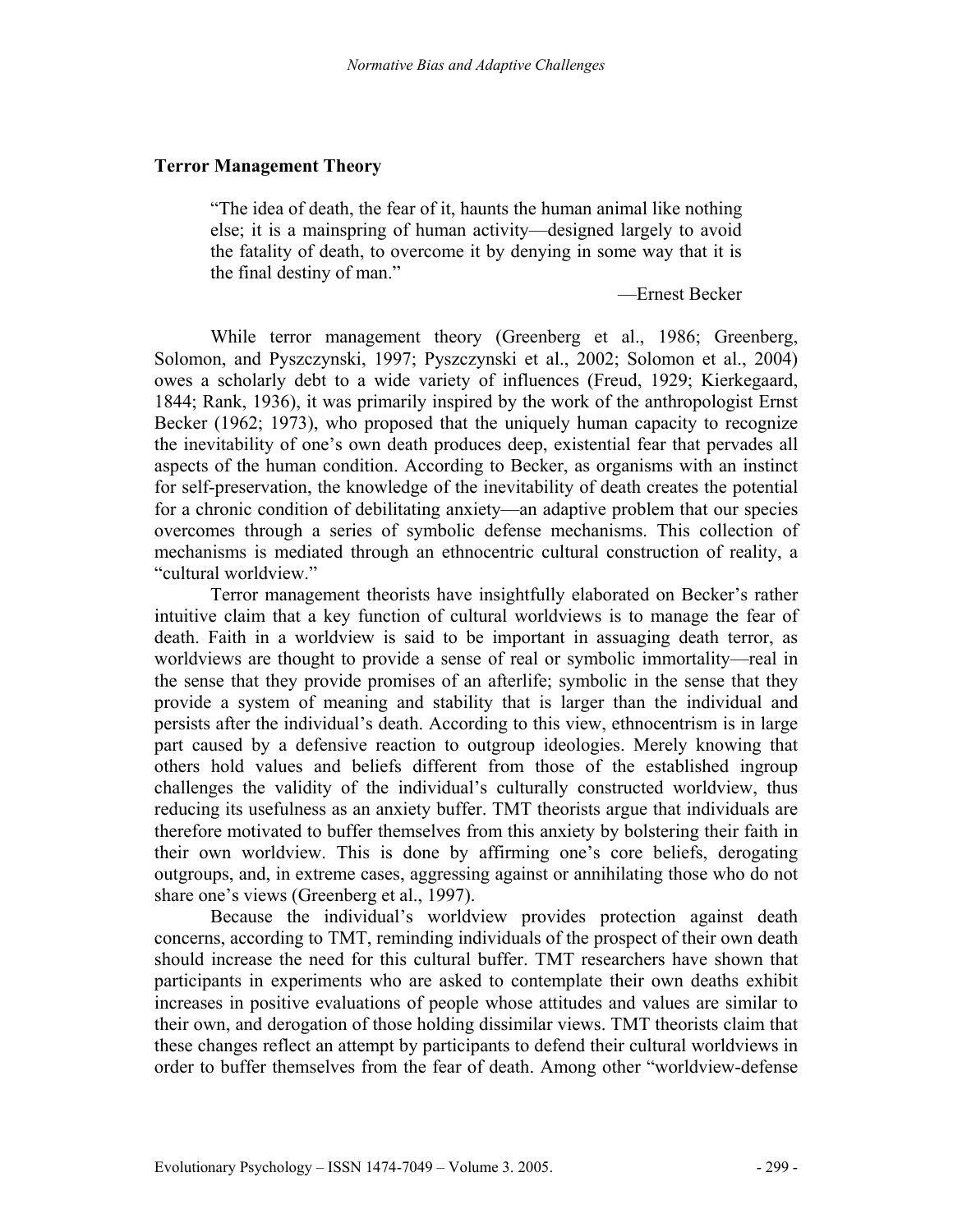## Terror Management Theory

> "The idea of death, the fear of it, haunts the human animal like nothing else; it is a mainspring of human activity—designed largely to avoid the fatality of death, to overcome it by denying in some way that it is the final destiny of man."
>
> —Ernest Becker

While terror management theory (Greenberg et al., 1986; Greenberg, Solomon, and Pyszczynski, 1997; Pyszczynski et al., 2002; Solomon et al., 2004) owes a scholarly debt to a wide variety of influences (Freud, 1929; Kierkegaard, 1844; Rank, 1936), it was primarily inspired by the work of the anthropologist Ernst Becker (1962; 1973), who proposed that the uniquely human capacity to recognize the inevitability of one's own death produces deep, existential fear that pervades all aspects of the human condition. According to Becker, as organisms with an instinct for self-preservation, the knowledge of the inevitability of death creates the potential for a chronic condition of debilitating anxiety—an adaptive problem that our species overcomes through a series of symbolic defense mechanisms. This collection of mechanisms is mediated through an ethnocentric cultural construction of reality, a "cultural worldview."

Terror management theorists have insightfully elaborated on Becker's rather intuitive claim that a key function of cultural worldviews is to manage the fear of death. Faith in a worldview is said to be important in assuaging death terror, as worldviews are thought to provide a sense of real or symbolic immortality—real in the sense that they provide promises of an afterlife; symbolic in the sense that they provide a system of meaning and stability that is larger than the individual and persists after the individual's death. According to this view, ethnocentrism is in large part caused by a defensive reaction to outgroup ideologies. Merely knowing that others hold values and beliefs different from those of the established ingroup challenges the validity of the individual's culturally constructed worldview, thus reducing its usefulness as an anxiety buffer. TMT theorists argue that individuals are therefore motivated to buffer themselves from this anxiety by bolstering their faith in their own worldview. This is done by affirming one's core beliefs, derogating outgroups, and, in extreme cases, aggressing against or annihilating those who do not share one's views (Greenberg et al., 1997).

Because the individual's worldview provides protection against death concerns, according to TMT, reminding individuals of the prospect of their own death should increase the need for this cultural buffer. TMT researchers have shown that participants in experiments who are asked to contemplate their own deaths exhibit increases in positive evaluations of people whose attitudes and values are similar to their own, and derogation of those holding dissimilar views. TMT theorists claim that these changes reflect an attempt by participants to defend their cultural worldviews in order to buffer themselves from the fear of death. Among other "worldview-defense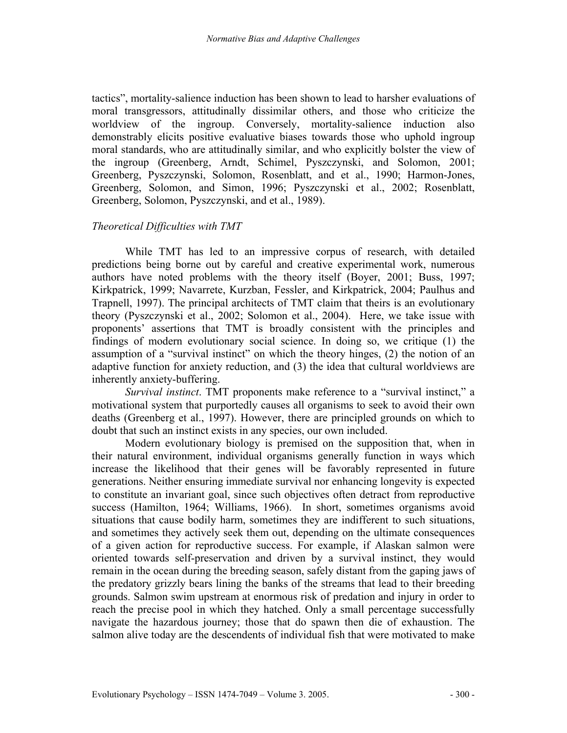tactics", mortality-salience induction has been shown to lead to harsher evaluations of moral transgressors, attitudinally dissimilar others, and those who criticize the worldview of the ingroup. Conversely, mortality-salience induction also demonstrably elicits positive evaluative biases towards those who uphold ingroup moral standards, who are attitudinally similar, and who explicitly bolster the view of the ingroup (Greenberg, Arndt, Schimel, Pyszczynski, and Solomon, 2001; Greenberg, Pyszczynski, Solomon, Rosenblatt, and et al., 1990; Harmon-Jones, Greenberg, Solomon, and Simon, 1996; Pyszczynski et al., 2002; Rosenblatt, Greenberg, Solomon, Pyszczynski, and et al., 1989).

### *Theoretical Difficulties with TMT*

While TMT has led to an impressive corpus of research, with detailed predictions being borne out by careful and creative experimental work, numerous authors have noted problems with the theory itself (Boyer, 2001; Buss, 1997; Kirkpatrick, 1999; Navarrete, Kurzban, Fessler, and Kirkpatrick, 2004; Paulhus and Trapnell, 1997). The principal architects of TMT claim that theirs is an evolutionary theory (Pyszczynski et al., 2002; Solomon et al., 2004). Here, we take issue with proponents' assertions that TMT is broadly consistent with the principles and findings of modern evolutionary social science. In doing so, we critique (1) the assumption of a "survival instinct" on which the theory hinges, (2) the notion of an adaptive function for anxiety reduction, and (3) the idea that cultural worldviews are inherently anxiety-buffering.

*Survival instinct*. TMT proponents make reference to a "survival instinct," a motivational system that purportedly causes all organisms to seek to avoid their own deaths (Greenberg et al., 1997). However, there are principled grounds on which to doubt that such an instinct exists in any species, our own included.

Modern evolutionary biology is premised on the supposition that, when in their natural environment, individual organisms generally function in ways which increase the likelihood that their genes will be favorably represented in future generations. Neither ensuring immediate survival nor enhancing longevity is expected to constitute an invariant goal, since such objectives often detract from reproductive success (Hamilton, 1964; Williams, 1966). In short, sometimes organisms avoid situations that cause bodily harm, sometimes they are indifferent to such situations, and sometimes they actively seek them out, depending on the ultimate consequences of a given action for reproductive success. For example, if Alaskan salmon were oriented towards self-preservation and driven by a survival instinct, they would remain in the ocean during the breeding season, safely distant from the gaping jaws of the predatory grizzly bears lining the banks of the streams that lead to their breeding grounds. Salmon swim upstream at enormous risk of predation and injury in order to reach the precise pool in which they hatched. Only a small percentage successfully navigate the hazardous journey; those that do spawn then die of exhaustion. The salmon alive today are the descendents of individual fish that were motivated to make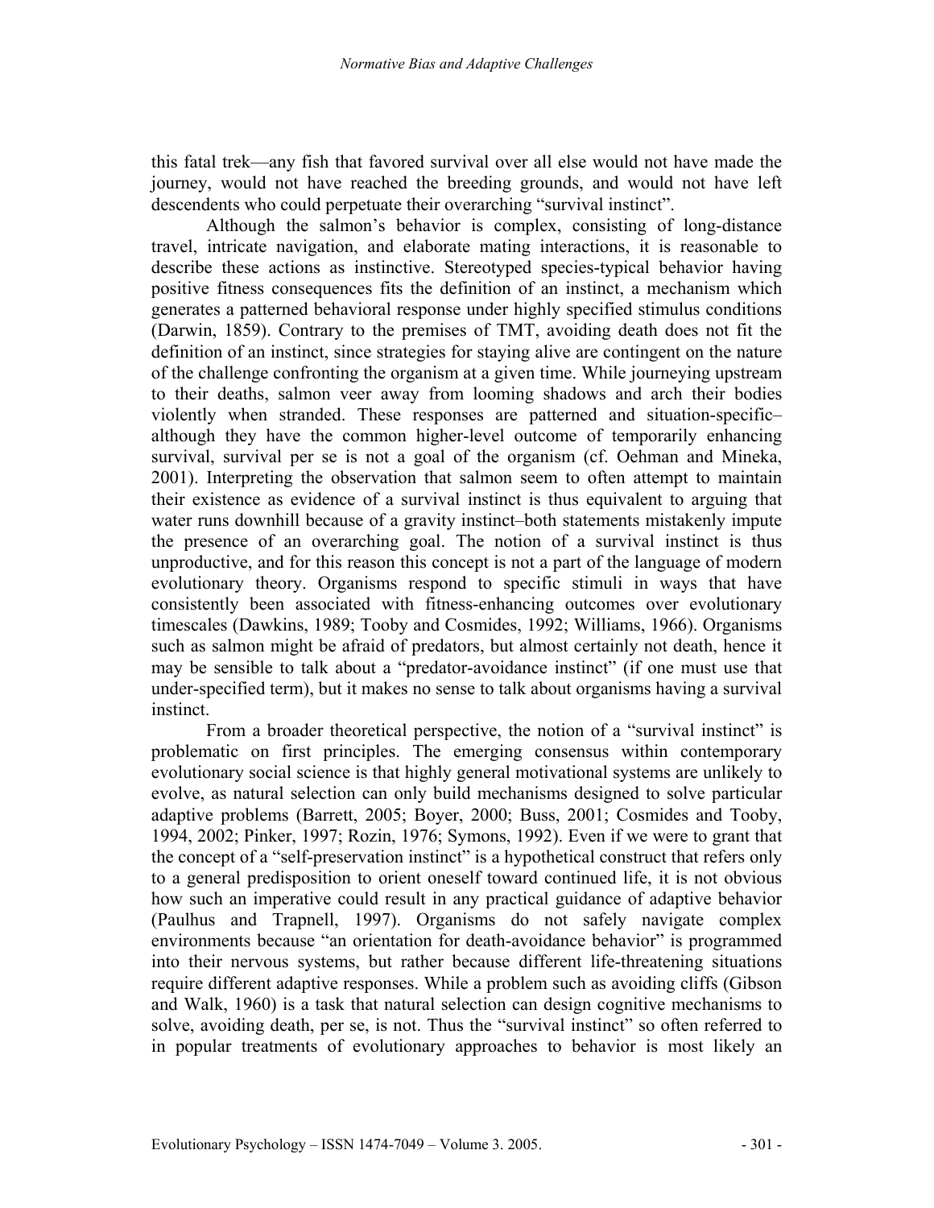this fatal trek—any fish that favored survival over all else would not have made the journey, would not have reached the breeding grounds, and would not have left descendents who could perpetuate their overarching "survival instinct".

Although the salmon's behavior is complex, consisting of long-distance travel, intricate navigation, and elaborate mating interactions, it is reasonable to describe these actions as instinctive. Stereotyped species-typical behavior having positive fitness consequences fits the definition of an instinct, a mechanism which generates a patterned behavioral response under highly specified stimulus conditions (Darwin, 1859). Contrary to the premises of TMT, avoiding death does not fit the definition of an instinct, since strategies for staying alive are contingent on the nature of the challenge confronting the organism at a given time. While journeying upstream to their deaths, salmon veer away from looming shadows and arch their bodies violently when stranded. These responses are patterned and situation-specific–although they have the common higher-level outcome of temporarily enhancing survival, survival per se is not a goal of the organism (cf. Oehman and Mineka, 2001). Interpreting the observation that salmon seem to often attempt to maintain their existence as evidence of a survival instinct is thus equivalent to arguing that water runs downhill because of a gravity instinct–both statements mistakenly impute the presence of an overarching goal. The notion of a survival instinct is thus unproductive, and for this reason this concept is not a part of the language of modern evolutionary theory. Organisms respond to specific stimuli in ways that have consistently been associated with fitness-enhancing outcomes over evolutionary timescales (Dawkins, 1989; Tooby and Cosmides, 1992; Williams, 1966). Organisms such as salmon might be afraid of predators, but almost certainly not death, hence it may be sensible to talk about a "predator-avoidance instinct" (if one must use that under-specified term), but it makes no sense to talk about organisms having a survival instinct.

From a broader theoretical perspective, the notion of a "survival instinct" is problematic on first principles. The emerging consensus within contemporary evolutionary social science is that highly general motivational systems are unlikely to evolve, as natural selection can only build mechanisms designed to solve particular adaptive problems (Barrett, 2005; Boyer, 2000; Buss, 2001; Cosmides and Tooby, 1994, 2002; Pinker, 1997; Rozin, 1976; Symons, 1992). Even if we were to grant that the concept of a "self-preservation instinct" is a hypothetical construct that refers only to a general predisposition to orient oneself toward continued life, it is not obvious how such an imperative could result in any practical guidance of adaptive behavior (Paulhus and Trapnell, 1997). Organisms do not safely navigate complex environments because "an orientation for death-avoidance behavior" is programmed into their nervous systems, but rather because different life-threatening situations require different adaptive responses. While a problem such as avoiding cliffs (Gibson and Walk, 1960) is a task that natural selection can design cognitive mechanisms to solve, avoiding death, per se, is not. Thus the "survival instinct" so often referred to in popular treatments of evolutionary approaches to behavior is most likely an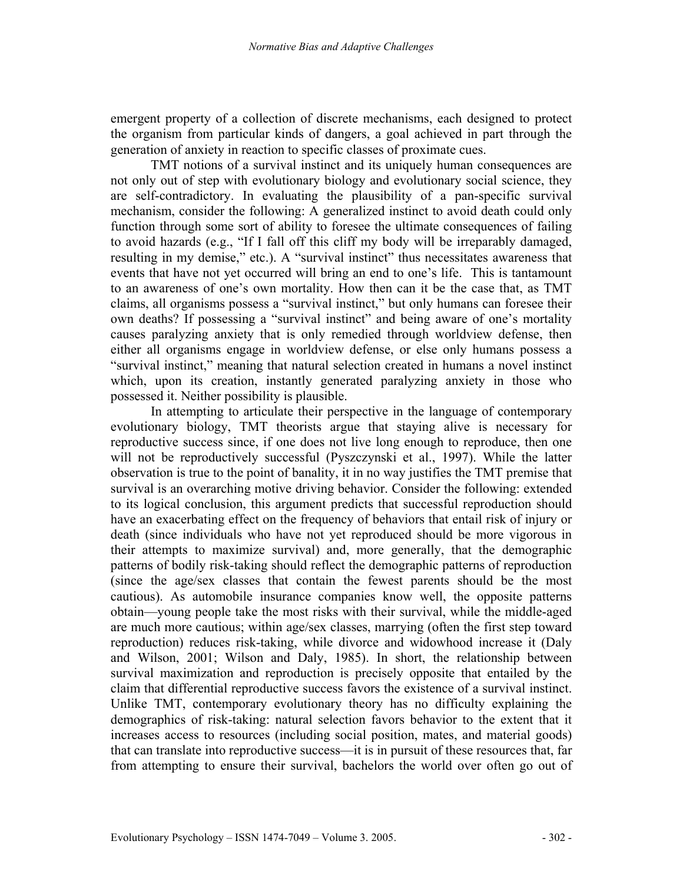emergent property of a collection of discrete mechanisms, each designed to protect the organism from particular kinds of dangers, a goal achieved in part through the generation of anxiety in reaction to specific classes of proximate cues.

TMT notions of a survival instinct and its uniquely human consequences are not only out of step with evolutionary biology and evolutionary social science, they are self-contradictory. In evaluating the plausibility of a pan-specific survival mechanism, consider the following: A generalized instinct to avoid death could only function through some sort of ability to foresee the ultimate consequences of failing to avoid hazards (e.g., "If I fall off this cliff my body will be irreparably damaged, resulting in my demise," etc.). A "survival instinct" thus necessitates awareness that events that have not yet occurred will bring an end to one's life. This is tantamount to an awareness of one's own mortality. How then can it be the case that, as TMT claims, all organisms possess a "survival instinct," but only humans can foresee their own deaths? If possessing a "survival instinct" and being aware of one's mortality causes paralyzing anxiety that is only remedied through worldview defense, then either all organisms engage in worldview defense, or else only humans possess a "survival instinct," meaning that natural selection created in humans a novel instinct which, upon its creation, instantly generated paralyzing anxiety in those who possessed it. Neither possibility is plausible.

In attempting to articulate their perspective in the language of contemporary evolutionary biology, TMT theorists argue that staying alive is necessary for reproductive success since, if one does not live long enough to reproduce, then one will not be reproductively successful (Pyszczynski et al., 1997). While the latter observation is true to the point of banality, it in no way justifies the TMT premise that survival is an overarching motive driving behavior. Consider the following: extended to its logical conclusion, this argument predicts that successful reproduction should have an exacerbating effect on the frequency of behaviors that entail risk of injury or death (since individuals who have not yet reproduced should be more vigorous in their attempts to maximize survival) and, more generally, that the demographic patterns of bodily risk-taking should reflect the demographic patterns of reproduction (since the age/sex classes that contain the fewest parents should be the most cautious). As automobile insurance companies know well, the opposite patterns obtain—young people take the most risks with their survival, while the middle-aged are much more cautious; within age/sex classes, marrying (often the first step toward reproduction) reduces risk-taking, while divorce and widowhood increase it (Daly and Wilson, 2001; Wilson and Daly, 1985). In short, the relationship between survival maximization and reproduction is precisely opposite that entailed by the claim that differential reproductive success favors the existence of a survival instinct. Unlike TMT, contemporary evolutionary theory has no difficulty explaining the demographics of risk-taking: natural selection favors behavior to the extent that it increases access to resources (including social position, mates, and material goods) that can translate into reproductive success—it is in pursuit of these resources that, far from attempting to ensure their survival, bachelors the world over often go out of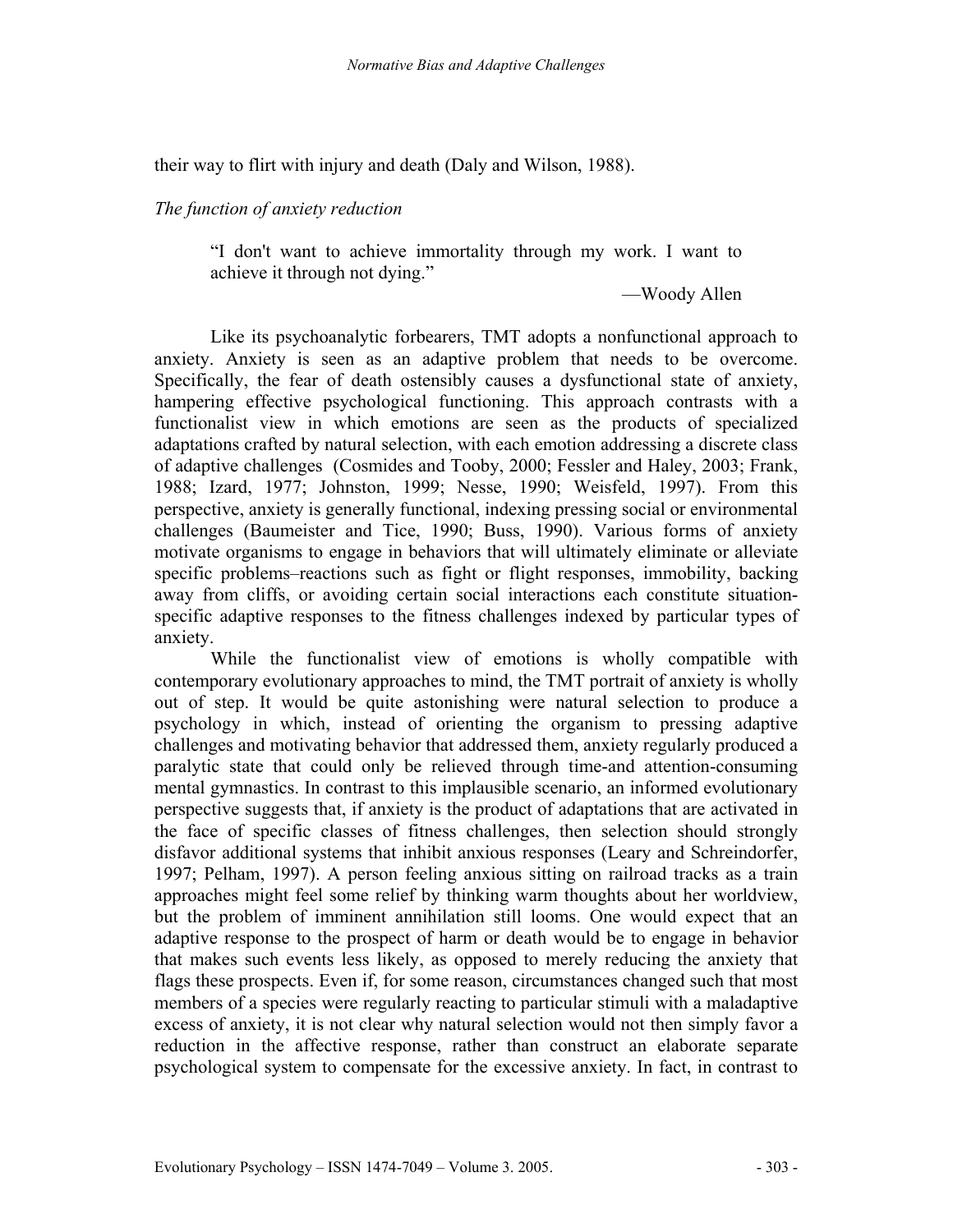their way to flirt with injury and death (Daly and Wilson, 1988).

*The function of anxiety reduction*

> "I don't want to achieve immortality through my work. I want to achieve it through not dying."
>
> —Woody Allen

Like its psychoanalytic forbearers, TMT adopts a nonfunctional approach to anxiety. Anxiety is seen as an adaptive problem that needs to be overcome. Specifically, the fear of death ostensibly causes a dysfunctional state of anxiety, hampering effective psychological functioning. This approach contrasts with a functionalist view in which emotions are seen as the products of specialized adaptations crafted by natural selection, with each emotion addressing a discrete class of adaptive challenges (Cosmides and Tooby, 2000; Fessler and Haley, 2003; Frank, 1988; Izard, 1977; Johnston, 1999; Nesse, 1990; Weisfeld, 1997). From this perspective, anxiety is generally functional, indexing pressing social or environmental challenges (Baumeister and Tice, 1990; Buss, 1990). Various forms of anxiety motivate organisms to engage in behaviors that will ultimately eliminate or alleviate specific problems–reactions such as fight or flight responses, immobility, backing away from cliffs, or avoiding certain social interactions each constitute situation-specific adaptive responses to the fitness challenges indexed by particular types of anxiety.

While the functionalist view of emotions is wholly compatible with contemporary evolutionary approaches to mind, the TMT portrait of anxiety is wholly out of step. It would be quite astonishing were natural selection to produce a psychology in which, instead of orienting the organism to pressing adaptive challenges and motivating behavior that addressed them, anxiety regularly produced a paralytic state that could only be relieved through time-and attention-consuming mental gymnastics. In contrast to this implausible scenario, an informed evolutionary perspective suggests that, if anxiety is the product of adaptations that are activated in the face of specific classes of fitness challenges, then selection should strongly disfavor additional systems that inhibit anxious responses (Leary and Schreindorfer, 1997; Pelham, 1997). A person feeling anxious sitting on railroad tracks as a train approaches might feel some relief by thinking warm thoughts about her worldview, but the problem of imminent annihilation still looms. One would expect that an adaptive response to the prospect of harm or death would be to engage in behavior that makes such events less likely, as opposed to merely reducing the anxiety that flags these prospects. Even if, for some reason, circumstances changed such that most members of a species were regularly reacting to particular stimuli with a maladaptive excess of anxiety, it is not clear why natural selection would not then simply favor a reduction in the affective response, rather than construct an elaborate separate psychological system to compensate for the excessive anxiety. In fact, in contrast to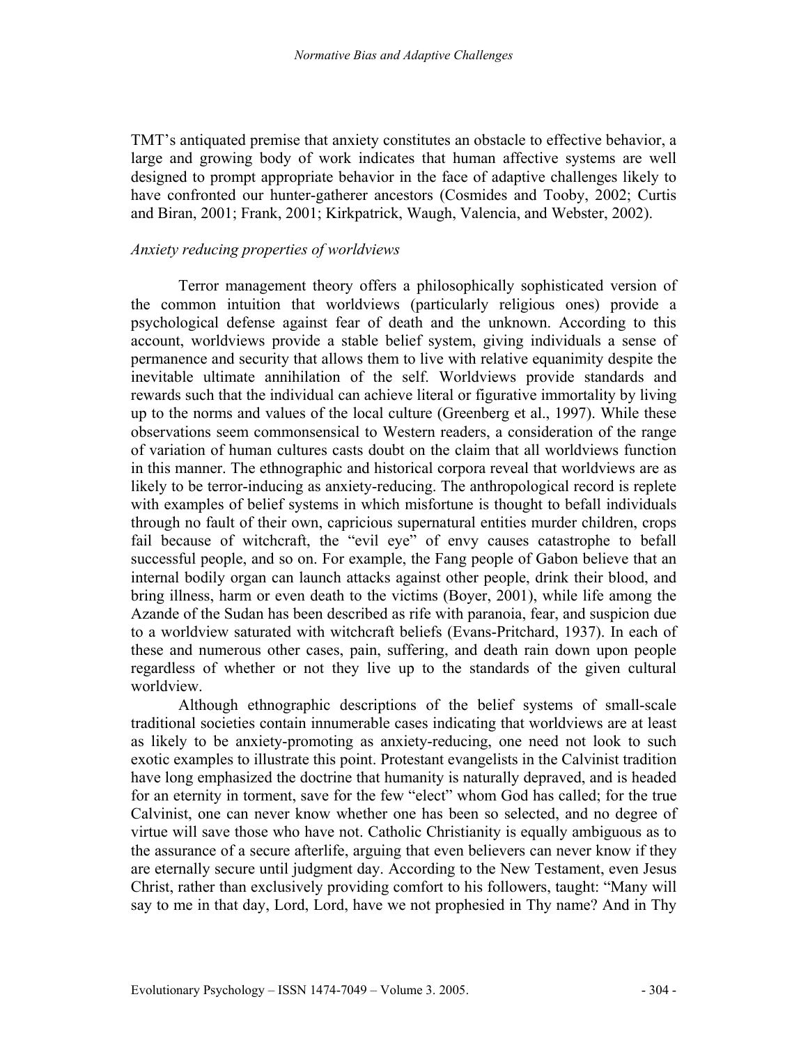TMT's antiquated premise that anxiety constitutes an obstacle to effective behavior, a large and growing body of work indicates that human affective systems are well designed to prompt appropriate behavior in the face of adaptive challenges likely to have confronted our hunter-gatherer ancestors (Cosmides and Tooby, 2002; Curtis and Biran, 2001; Frank, 2001; Kirkpatrick, Waugh, Valencia, and Webster, 2002).

*Anxiety reducing properties of worldviews*

Terror management theory offers a philosophically sophisticated version of the common intuition that worldviews (particularly religious ones) provide a psychological defense against fear of death and the unknown. According to this account, worldviews provide a stable belief system, giving individuals a sense of permanence and security that allows them to live with relative equanimity despite the inevitable ultimate annihilation of the self. Worldviews provide standards and rewards such that the individual can achieve literal or figurative immortality by living up to the norms and values of the local culture (Greenberg et al., 1997). While these observations seem commonsensical to Western readers, a consideration of the range of variation of human cultures casts doubt on the claim that all worldviews function in this manner. The ethnographic and historical corpora reveal that worldviews are as likely to be terror-inducing as anxiety-reducing. The anthropological record is replete with examples of belief systems in which misfortune is thought to befall individuals through no fault of their own, capricious supernatural entities murder children, crops fail because of witchcraft, the "evil eye" of envy causes catastrophe to befall successful people, and so on. For example, the Fang people of Gabon believe that an internal bodily organ can launch attacks against other people, drink their blood, and bring illness, harm or even death to the victims (Boyer, 2001), while life among the Azande of the Sudan has been described as rife with paranoia, fear, and suspicion due to a worldview saturated with witchcraft beliefs (Evans-Pritchard, 1937). In each of these and numerous other cases, pain, suffering, and death rain down upon people regardless of whether or not they live up to the standards of the given cultural worldview.

Although ethnographic descriptions of the belief systems of small-scale traditional societies contain innumerable cases indicating that worldviews are at least as likely to be anxiety-promoting as anxiety-reducing, one need not look to such exotic examples to illustrate this point. Protestant evangelists in the Calvinist tradition have long emphasized the doctrine that humanity is naturally depraved, and is headed for an eternity in torment, save for the few "elect" whom God has called; for the true Calvinist, one can never know whether one has been so selected, and no degree of virtue will save those who have not. Catholic Christianity is equally ambiguous as to the assurance of a secure afterlife, arguing that even believers can never know if they are eternally secure until judgment day. According to the New Testament, even Jesus Christ, rather than exclusively providing comfort to his followers, taught: "Many will say to me in that day, Lord, Lord, have we not prophesied in Thy name? And in Thy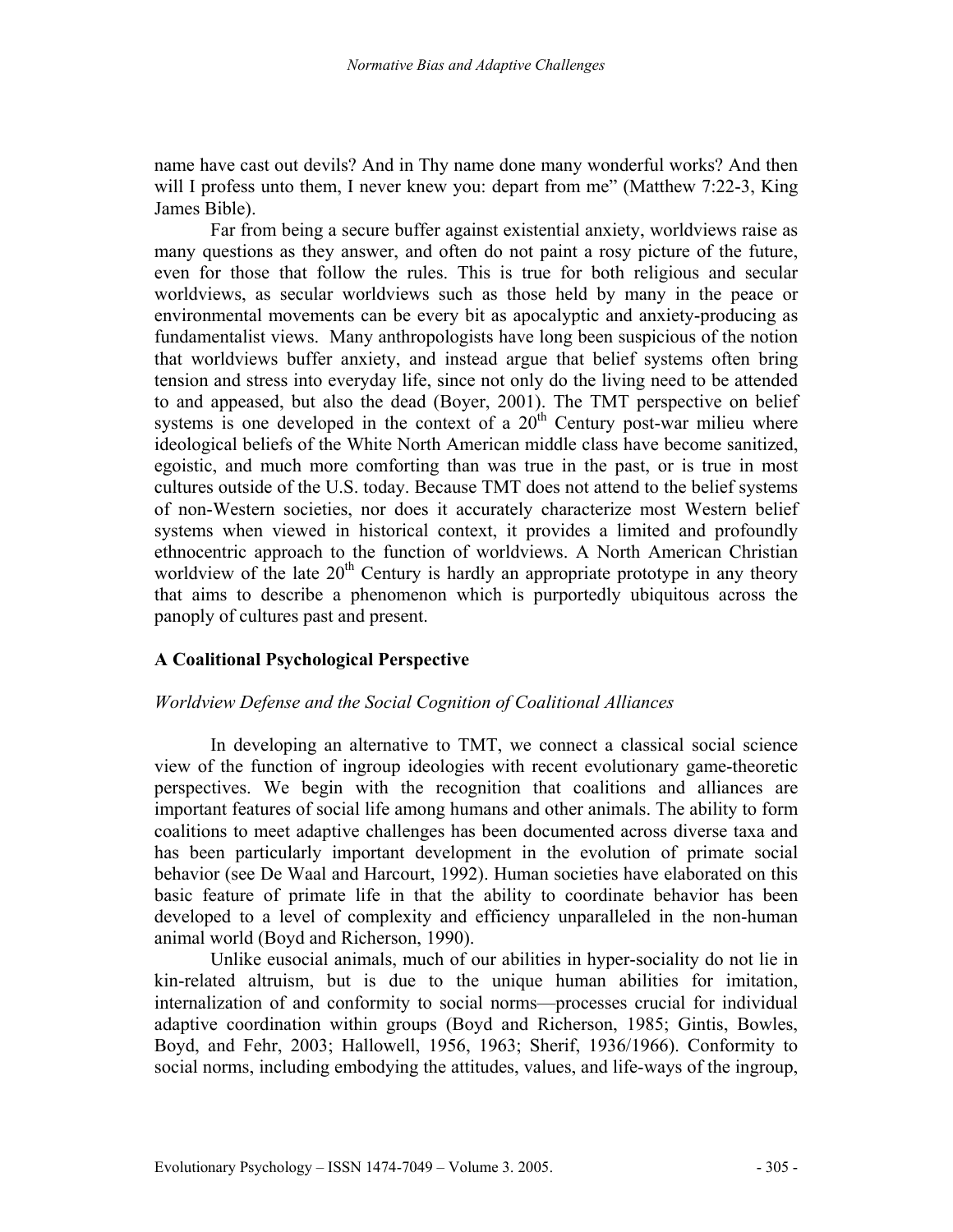name have cast out devils? And in Thy name done many wonderful works? And then will I profess unto them, I never knew you: depart from me" (Matthew 7:22-3, King James Bible).

Far from being a secure buffer against existential anxiety, worldviews raise as many questions as they answer, and often do not paint a rosy picture of the future, even for those that follow the rules. This is true for both religious and secular worldviews, as secular worldviews such as those held by many in the peace or environmental movements can be every bit as apocalyptic and anxiety-producing as fundamentalist views. Many anthropologists have long been suspicious of the notion that worldviews buffer anxiety, and instead argue that belief systems often bring tension and stress into everyday life, since not only do the living need to be attended to and appeased, but also the dead (Boyer, 2001). The TMT perspective on belief systems is one developed in the context of a 20th Century post-war milieu where ideological beliefs of the White North American middle class have become sanitized, egoistic, and much more comforting than was true in the past, or is true in most cultures outside of the U.S. today. Because TMT does not attend to the belief systems of non-Western societies, nor does it accurately characterize most Western belief systems when viewed in historical context, it provides a limited and profoundly ethnocentric approach to the function of worldviews. A North American Christian worldview of the late 20th Century is hardly an appropriate prototype in any theory that aims to describe a phenomenon which is purportedly ubiquitous across the panoply of cultures past and present.

## A Coalitional Psychological Perspective

### *Worldview Defense and the Social Cognition of Coalitional Alliances*

In developing an alternative to TMT, we connect a classical social science view of the function of ingroup ideologies with recent evolutionary game-theoretic perspectives. We begin with the recognition that coalitions and alliances are important features of social life among humans and other animals. The ability to form coalitions to meet adaptive challenges has been documented across diverse taxa and has been particularly important development in the evolution of primate social behavior (see De Waal and Harcourt, 1992). Human societies have elaborated on this basic feature of primate life in that the ability to coordinate behavior has been developed to a level of complexity and efficiency unparalleled in the non-human animal world (Boyd and Richerson, 1990).

Unlike eusocial animals, much of our abilities in hyper-sociality do not lie in kin-related altruism, but is due to the unique human abilities for imitation, internalization of and conformity to social norms—processes crucial for individual adaptive coordination within groups (Boyd and Richerson, 1985; Gintis, Bowles, Boyd, and Fehr, 2003; Hallowell, 1956, 1963; Sherif, 1936/1966). Conformity to social norms, including embodying the attitudes, values, and life-ways of the ingroup,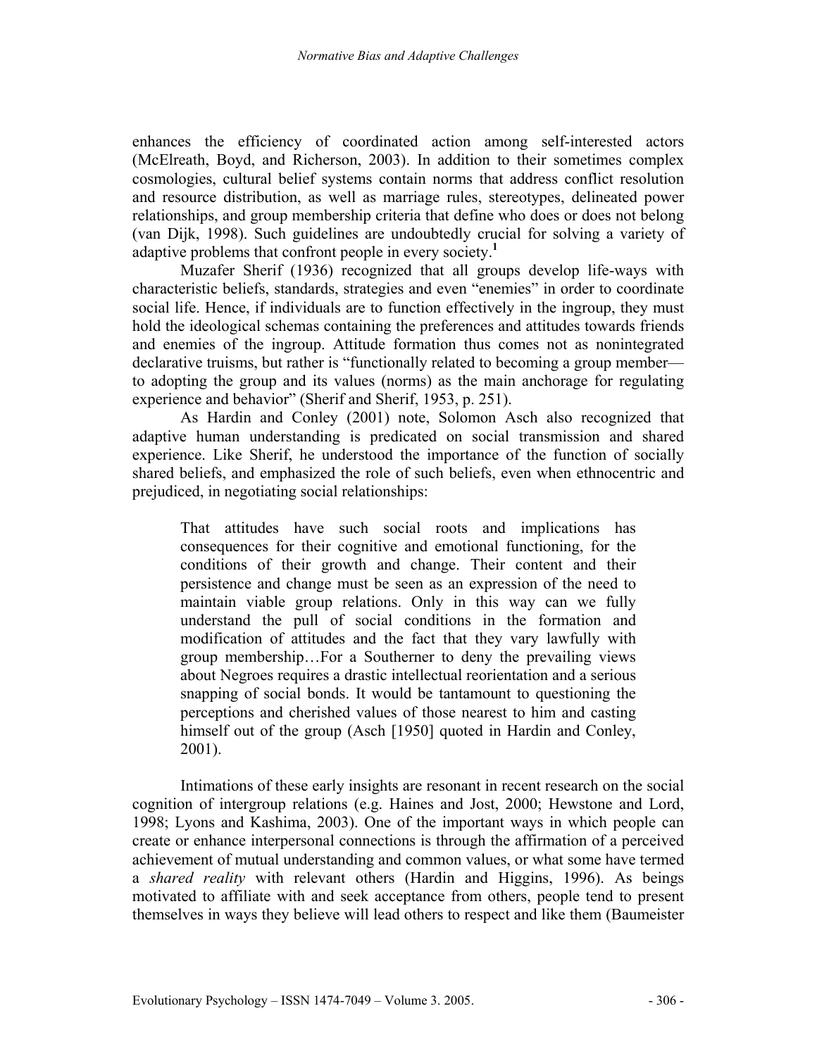enhances the efficiency of coordinated action among self-interested actors (McElreath, Boyd, and Richerson, 2003). In addition to their sometimes complex cosmologies, cultural belief systems contain norms that address conflict resolution and resource distribution, as well as marriage rules, stereotypes, delineated power relationships, and group membership criteria that define who does or does not belong (van Dijk, 1998). Such guidelines are undoubtedly crucial for solving a variety of adaptive problems that confront people in every society.[1]

Muzafer Sherif (1936) recognized that all groups develop life-ways with characteristic beliefs, standards, strategies and even "enemies" in order to coordinate social life. Hence, if individuals are to function effectively in the ingroup, they must hold the ideological schemas containing the preferences and attitudes towards friends and enemies of the ingroup. Attitude formation thus comes not as nonintegrated declarative truisms, but rather is "functionally related to becoming a group member—to adopting the group and its values (norms) as the main anchorage for regulating experience and behavior" (Sherif and Sherif, 1953, p. 251).

As Hardin and Conley (2001) note, Solomon Asch also recognized that adaptive human understanding is predicated on social transmission and shared experience. Like Sherif, he understood the importance of the function of socially shared beliefs, and emphasized the role of such beliefs, even when ethnocentric and prejudiced, in negotiating social relationships:

> That attitudes have such social roots and implications has consequences for their cognitive and emotional functioning, for the conditions of their growth and change. Their content and their persistence and change must be seen as an expression of the need to maintain viable group relations. Only in this way can we fully understand the pull of social conditions in the formation and modification of attitudes and the fact that they vary lawfully with group membership…For a Southerner to deny the prevailing views about Negroes requires a drastic intellectual reorientation and a serious snapping of social bonds. It would be tantamount to questioning the perceptions and cherished values of those nearest to him and casting himself out of the group (Asch [1950] quoted in Hardin and Conley, 2001).

Intimations of these early insights are resonant in recent research on the social cognition of intergroup relations (e.g. Haines and Jost, 2000; Hewstone and Lord, 1998; Lyons and Kashima, 2003). One of the important ways in which people can create or enhance interpersonal connections is through the affirmation of a perceived achievement of mutual understanding and common values, or what some have termed a *shared reality* with relevant others (Hardin and Higgins, 1996). As beings motivated to affiliate with and seek acceptance from others, people tend to present themselves in ways they believe will lead others to respect and like them (Baumeister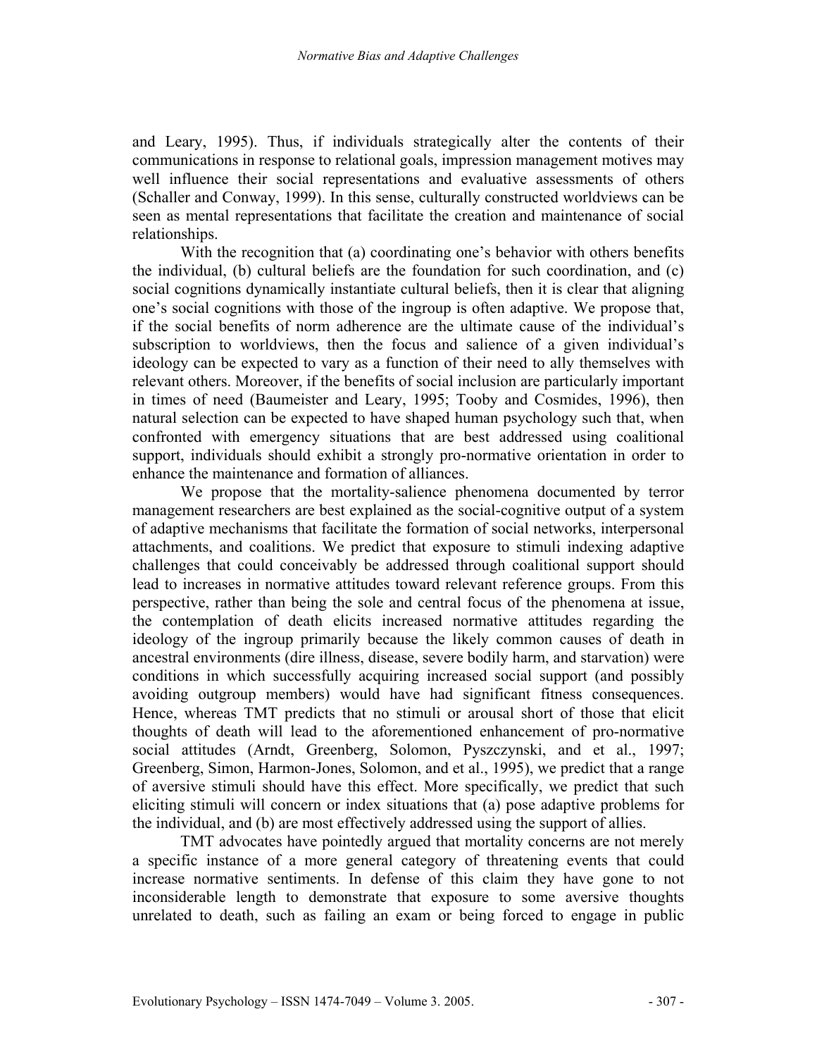and Leary, 1995). Thus, if individuals strategically alter the contents of their communications in response to relational goals, impression management motives may well influence their social representations and evaluative assessments of others (Schaller and Conway, 1999). In this sense, culturally constructed worldviews can be seen as mental representations that facilitate the creation and maintenance of social relationships.

With the recognition that (a) coordinating one's behavior with others benefits the individual, (b) cultural beliefs are the foundation for such coordination, and (c) social cognitions dynamically instantiate cultural beliefs, then it is clear that aligning one's social cognitions with those of the ingroup is often adaptive. We propose that, if the social benefits of norm adherence are the ultimate cause of the individual's subscription to worldviews, then the focus and salience of a given individual's ideology can be expected to vary as a function of their need to ally themselves with relevant others. Moreover, if the benefits of social inclusion are particularly important in times of need (Baumeister and Leary, 1995; Tooby and Cosmides, 1996), then natural selection can be expected to have shaped human psychology such that, when confronted with emergency situations that are best addressed using coalitional support, individuals should exhibit a strongly pro-normative orientation in order to enhance the maintenance and formation of alliances.

We propose that the mortality-salience phenomena documented by terror management researchers are best explained as the social-cognitive output of a system of adaptive mechanisms that facilitate the formation of social networks, interpersonal attachments, and coalitions. We predict that exposure to stimuli indexing adaptive challenges that could conceivably be addressed through coalitional support should lead to increases in normative attitudes toward relevant reference groups. From this perspective, rather than being the sole and central focus of the phenomena at issue, the contemplation of death elicits increased normative attitudes regarding the ideology of the ingroup primarily because the likely common causes of death in ancestral environments (dire illness, disease, severe bodily harm, and starvation) were conditions in which successfully acquiring increased social support (and possibly avoiding outgroup members) would have had significant fitness consequences. Hence, whereas TMT predicts that no stimuli or arousal short of those that elicit thoughts of death will lead to the aforementioned enhancement of pro-normative social attitudes (Arndt, Greenberg, Solomon, Pyszczynski, and et al., 1997; Greenberg, Simon, Harmon-Jones, Solomon, and et al., 1995), we predict that a range of aversive stimuli should have this effect. More specifically, we predict that such eliciting stimuli will concern or index situations that (a) pose adaptive problems for the individual, and (b) are most effectively addressed using the support of allies.

TMT advocates have pointedly argued that mortality concerns are not merely a specific instance of a more general category of threatening events that could increase normative sentiments. In defense of this claim they have gone to not inconsiderable length to demonstrate that exposure to some aversive thoughts unrelated to death, such as failing an exam or being forced to engage in public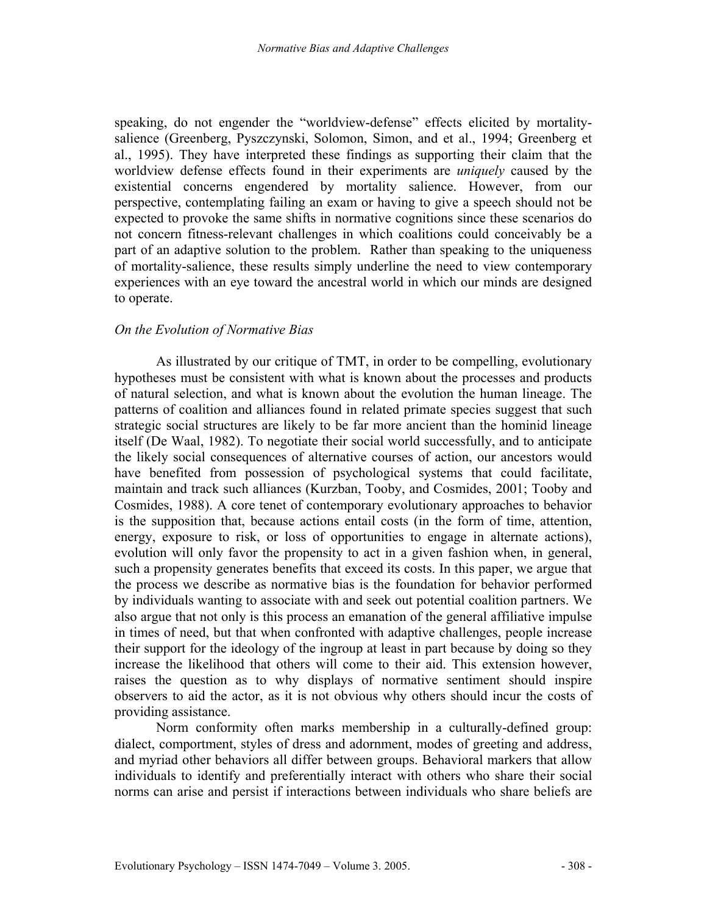speaking, do not engender the "worldview-defense" effects elicited by mortality-salience (Greenberg, Pyszczynski, Solomon, Simon, and et al., 1994; Greenberg et al., 1995). They have interpreted these findings as supporting their claim that the worldview defense effects found in their experiments are *uniquely* caused by the existential concerns engendered by mortality salience. However, from our perspective, contemplating failing an exam or having to give a speech should not be expected to provoke the same shifts in normative cognitions since these scenarios do not concern fitness-relevant challenges in which coalitions could conceivably be a part of an adaptive solution to the problem. Rather than speaking to the uniqueness of mortality-salience, these results simply underline the need to view contemporary experiences with an eye toward the ancestral world in which our minds are designed to operate.

*On the Evolution of Normative Bias*

As illustrated by our critique of TMT, in order to be compelling, evolutionary hypotheses must be consistent with what is known about the processes and products of natural selection, and what is known about the evolution the human lineage. The patterns of coalition and alliances found in related primate species suggest that such strategic social structures are likely to be far more ancient than the hominid lineage itself (De Waal, 1982). To negotiate their social world successfully, and to anticipate the likely social consequences of alternative courses of action, our ancestors would have benefited from possession of psychological systems that could facilitate, maintain and track such alliances (Kurzban, Tooby, and Cosmides, 2001; Tooby and Cosmides, 1988). A core tenet of contemporary evolutionary approaches to behavior is the supposition that, because actions entail costs (in the form of time, attention, energy, exposure to risk, or loss of opportunities to engage in alternate actions), evolution will only favor the propensity to act in a given fashion when, in general, such a propensity generates benefits that exceed its costs. In this paper, we argue that the process we describe as normative bias is the foundation for behavior performed by individuals wanting to associate with and seek out potential coalition partners. We also argue that not only is this process an emanation of the general affiliative impulse in times of need, but that when confronted with adaptive challenges, people increase their support for the ideology of the ingroup at least in part because by doing so they increase the likelihood that others will come to their aid. This extension however, raises the question as to why displays of normative sentiment should inspire observers to aid the actor, as it is not obvious why others should incur the costs of providing assistance.

Norm conformity often marks membership in a culturally-defined group: dialect, comportment, styles of dress and adornment, modes of greeting and address, and myriad other behaviors all differ between groups. Behavioral markers that allow individuals to identify and preferentially interact with others who share their social norms can arise and persist if interactions between individuals who share beliefs are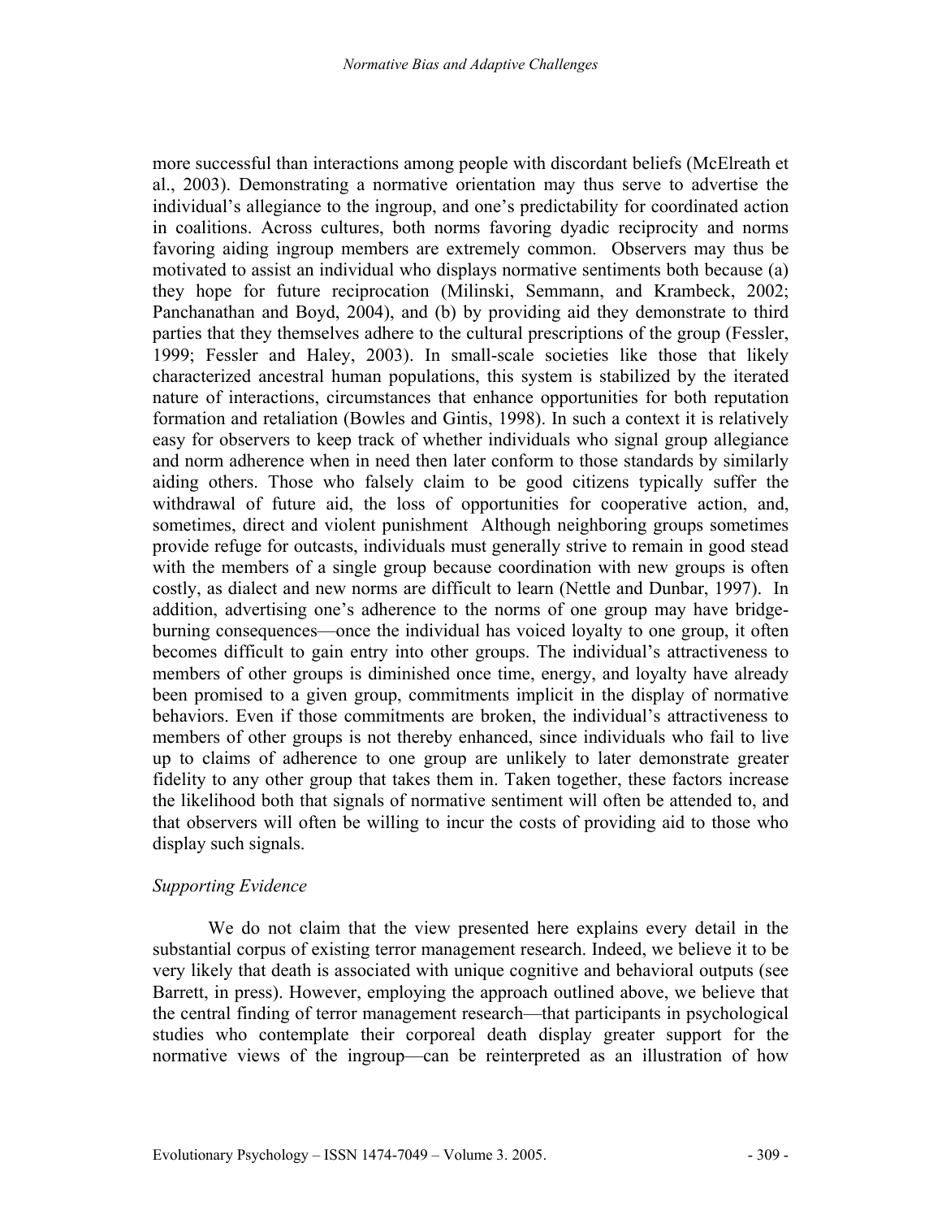more successful than interactions among people with discordant beliefs (McElreath et al., 2003). Demonstrating a normative orientation may thus serve to advertise the individual's allegiance to the ingroup, and one's predictability for coordinated action in coalitions. Across cultures, both norms favoring dyadic reciprocity and norms favoring aiding ingroup members are extremely common. Observers may thus be motivated to assist an individual who displays normative sentiments both because (a) they hope for future reciprocation (Milinski, Semmann, and Krambeck, 2002; Panchanathan and Boyd, 2004), and (b) by providing aid they demonstrate to third parties that they themselves adhere to the cultural prescriptions of the group (Fessler, 1999; Fessler and Haley, 2003). In small-scale societies like those that likely characterized ancestral human populations, this system is stabilized by the iterated nature of interactions, circumstances that enhance opportunities for both reputation formation and retaliation (Bowles and Gintis, 1998). In such a context it is relatively easy for observers to keep track of whether individuals who signal group allegiance and norm adherence when in need then later conform to those standards by similarly aiding others. Those who falsely claim to be good citizens typically suffer the withdrawal of future aid, the loss of opportunities for cooperative action, and, sometimes, direct and violent punishment Although neighboring groups sometimes provide refuge for outcasts, individuals must generally strive to remain in good stead with the members of a single group because coordination with new groups is often costly, as dialect and new norms are difficult to learn (Nettle and Dunbar, 1997). In addition, advertising one's adherence to the norms of one group may have bridge-burning consequences—once the individual has voiced loyalty to one group, it often becomes difficult to gain entry into other groups. The individual's attractiveness to members of other groups is diminished once time, energy, and loyalty have already been promised to a given group, commitments implicit in the display of normative behaviors. Even if those commitments are broken, the individual's attractiveness to members of other groups is not thereby enhanced, since individuals who fail to live up to claims of adherence to one group are unlikely to later demonstrate greater fidelity to any other group that takes them in. Taken together, these factors increase the likelihood both that signals of normative sentiment will often be attended to, and that observers will often be willing to incur the costs of providing aid to those who display such signals.

### *Supporting Evidence*

We do not claim that the view presented here explains every detail in the substantial corpus of existing terror management research. Indeed, we believe it to be very likely that death is associated with unique cognitive and behavioral outputs (see Barrett, in press). However, employing the approach outlined above, we believe that the central finding of terror management research—that participants in psychological studies who contemplate their corporeal death display greater support for the normative views of the ingroup—can be reinterpreted as an illustration of how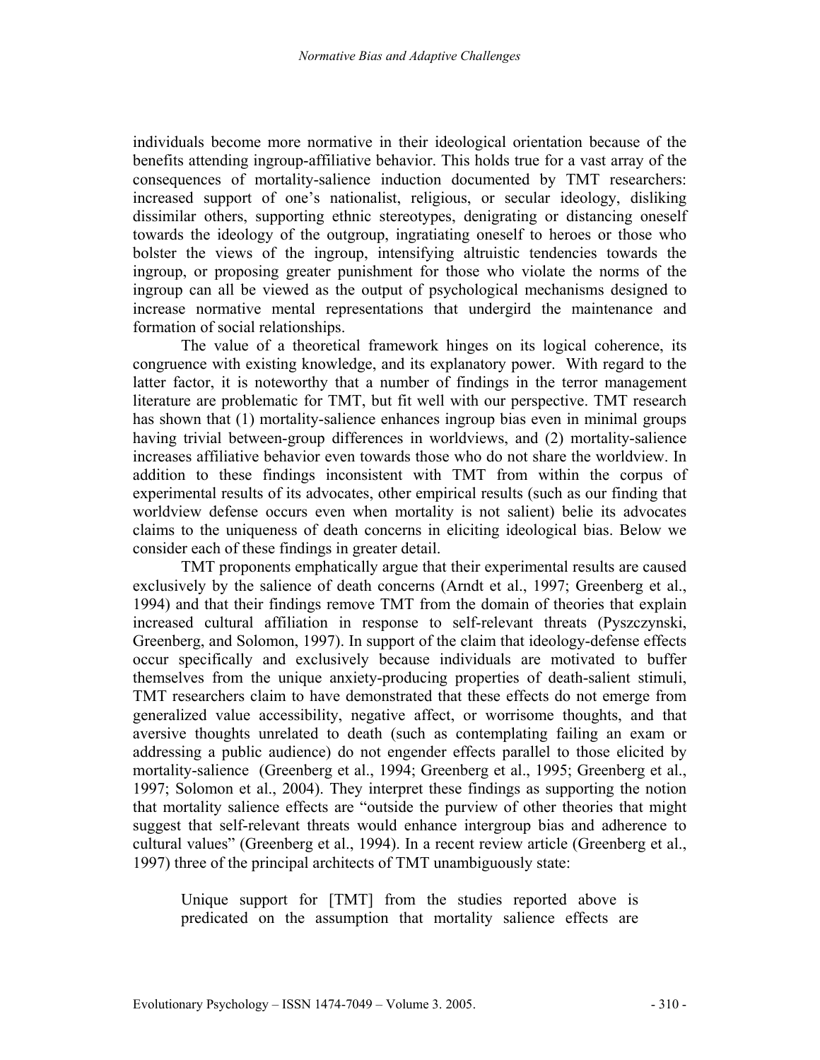individuals become more normative in their ideological orientation because of the benefits attending ingroup-affiliative behavior. This holds true for a vast array of the consequences of mortality-salience induction documented by TMT researchers: increased support of one's nationalist, religious, or secular ideology, disliking dissimilar others, supporting ethnic stereotypes, denigrating or distancing oneself towards the ideology of the outgroup, ingratiating oneself to heroes or those who bolster the views of the ingroup, intensifying altruistic tendencies towards the ingroup, or proposing greater punishment for those who violate the norms of the ingroup can all be viewed as the output of psychological mechanisms designed to increase normative mental representations that undergird the maintenance and formation of social relationships.

The value of a theoretical framework hinges on its logical coherence, its congruence with existing knowledge, and its explanatory power. With regard to the latter factor, it is noteworthy that a number of findings in the terror management literature are problematic for TMT, but fit well with our perspective. TMT research has shown that (1) mortality-salience enhances ingroup bias even in minimal groups having trivial between-group differences in worldviews, and (2) mortality-salience increases affiliative behavior even towards those who do not share the worldview. In addition to these findings inconsistent with TMT from within the corpus of experimental results of its advocates, other empirical results (such as our finding that worldview defense occurs even when mortality is not salient) belie its advocates claims to the uniqueness of death concerns in eliciting ideological bias. Below we consider each of these findings in greater detail.

TMT proponents emphatically argue that their experimental results are caused exclusively by the salience of death concerns (Arndt et al., 1997; Greenberg et al., 1994) and that their findings remove TMT from the domain of theories that explain increased cultural affiliation in response to self-relevant threats (Pyszczynski, Greenberg, and Solomon, 1997). In support of the claim that ideology-defense effects occur specifically and exclusively because individuals are motivated to buffer themselves from the unique anxiety-producing properties of death-salient stimuli, TMT researchers claim to have demonstrated that these effects do not emerge from generalized value accessibility, negative affect, or worrisome thoughts, and that aversive thoughts unrelated to death (such as contemplating failing an exam or addressing a public audience) do not engender effects parallel to those elicited by mortality-salience (Greenberg et al., 1994; Greenberg et al., 1995; Greenberg et al., 1997; Solomon et al., 2004). They interpret these findings as supporting the notion that mortality salience effects are "outside the purview of other theories that might suggest that self-relevant threats would enhance intergroup bias and adherence to cultural values" (Greenberg et al., 1994). In a recent review article (Greenberg et al., 1997) three of the principal architects of TMT unambiguously state:

> Unique support for [TMT] from the studies reported above is predicated on the assumption that mortality salience effects are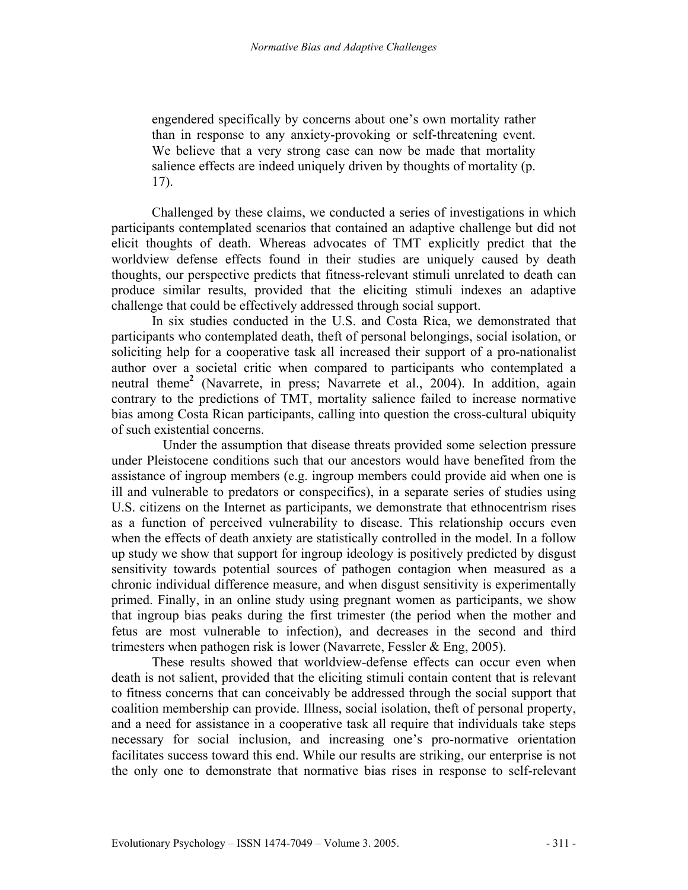> engendered specifically by concerns about one's own mortality rather than in response to any anxiety-provoking or self-threatening event. We believe that a very strong case can now be made that mortality salience effects are indeed uniquely driven by thoughts of mortality (p. 17).

Challenged by these claims, we conducted a series of investigations in which participants contemplated scenarios that contained an adaptive challenge but did not elicit thoughts of death. Whereas advocates of TMT explicitly predict that the worldview defense effects found in their studies are uniquely caused by death thoughts, our perspective predicts that fitness-relevant stimuli unrelated to death can produce similar results, provided that the eliciting stimuli indexes an adaptive challenge that could be effectively addressed through social support.

In six studies conducted in the U.S. and Costa Rica, we demonstrated that participants who contemplated death, theft of personal belongings, social isolation, or soliciting help for a cooperative task all increased their support of a pro-nationalist author over a societal critic when compared to participants who contemplated a neutral theme[2] (Navarrete, in press; Navarrete et al., 2004). In addition, again contrary to the predictions of TMT, mortality salience failed to increase normative bias among Costa Rican participants, calling into question the cross-cultural ubiquity of such existential concerns.

Under the assumption that disease threats provided some selection pressure under Pleistocene conditions such that our ancestors would have benefited from the assistance of ingroup members (e.g. ingroup members could provide aid when one is ill and vulnerable to predators or conspecifics), in a separate series of studies using U.S. citizens on the Internet as participants, we demonstrate that ethnocentrism rises as a function of perceived vulnerability to disease. This relationship occurs even when the effects of death anxiety are statistically controlled in the model. In a follow up study we show that support for ingroup ideology is positively predicted by disgust sensitivity towards potential sources of pathogen contagion when measured as a chronic individual difference measure, and when disgust sensitivity is experimentally primed. Finally, in an online study using pregnant women as participants, we show that ingroup bias peaks during the first trimester (the period when the mother and fetus are most vulnerable to infection), and decreases in the second and third trimesters when pathogen risk is lower (Navarrete, Fessler & Eng, 2005).

These results showed that worldview-defense effects can occur even when death is not salient, provided that the eliciting stimuli contain content that is relevant to fitness concerns that can conceivably be addressed through the social support that coalition membership can provide. Illness, social isolation, theft of personal property, and a need for assistance in a cooperative task all require that individuals take steps necessary for social inclusion, and increasing one's pro-normative orientation facilitates success toward this end. While our results are striking, our enterprise is not the only one to demonstrate that normative bias rises in response to self-relevant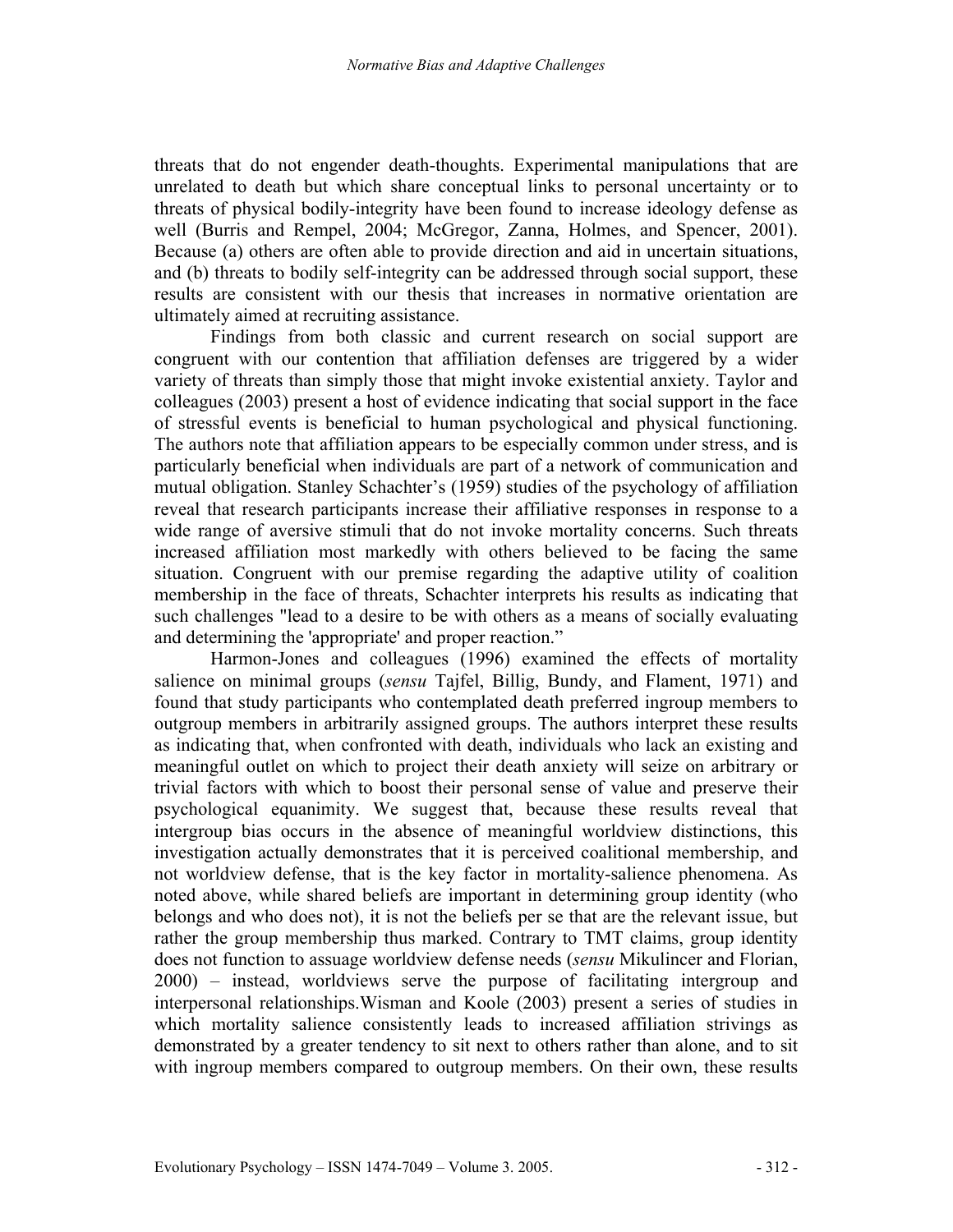threats that do not engender death-thoughts. Experimental manipulations that are unrelated to death but which share conceptual links to personal uncertainty or to threats of physical bodily-integrity have been found to increase ideology defense as well (Burris and Rempel, 2004; McGregor, Zanna, Holmes, and Spencer, 2001). Because (a) others are often able to provide direction and aid in uncertain situations, and (b) threats to bodily self-integrity can be addressed through social support, these results are consistent with our thesis that increases in normative orientation are ultimately aimed at recruiting assistance.

Findings from both classic and current research on social support are congruent with our contention that affiliation defenses are triggered by a wider variety of threats than simply those that might invoke existential anxiety. Taylor and colleagues (2003) present a host of evidence indicating that social support in the face of stressful events is beneficial to human psychological and physical functioning. The authors note that affiliation appears to be especially common under stress, and is particularly beneficial when individuals are part of a network of communication and mutual obligation. Stanley Schachter's (1959) studies of the psychology of affiliation reveal that research participants increase their affiliative responses in response to a wide range of aversive stimuli that do not invoke mortality concerns. Such threats increased affiliation most markedly with others believed to be facing the same situation. Congruent with our premise regarding the adaptive utility of coalition membership in the face of threats, Schachter interprets his results as indicating that such challenges "lead to a desire to be with others as a means of socially evaluating and determining the 'appropriate' and proper reaction."

Harmon-Jones and colleagues (1996) examined the effects of mortality salience on minimal groups (*sensu* Tajfel, Billig, Bundy, and Flament, 1971) and found that study participants who contemplated death preferred ingroup members to outgroup members in arbitrarily assigned groups. The authors interpret these results as indicating that, when confronted with death, individuals who lack an existing and meaningful outlet on which to project their death anxiety will seize on arbitrary or trivial factors with which to boost their personal sense of value and preserve their psychological equanimity. We suggest that, because these results reveal that intergroup bias occurs in the absence of meaningful worldview distinctions, this investigation actually demonstrates that it is perceived coalitional membership, and not worldview defense, that is the key factor in mortality-salience phenomena. As noted above, while shared beliefs are important in determining group identity (who belongs and who does not), it is not the beliefs per se that are the relevant issue, but rather the group membership thus marked. Contrary to TMT claims, group identity does not function to assuage worldview defense needs (*sensu* Mikulincer and Florian, 2000) – instead, worldviews serve the purpose of facilitating intergroup and interpersonal relationships.Wisman and Koole (2003) present a series of studies in which mortality salience consistently leads to increased affiliation strivings as demonstrated by a greater tendency to sit next to others rather than alone, and to sit with ingroup members compared to outgroup members. On their own, these results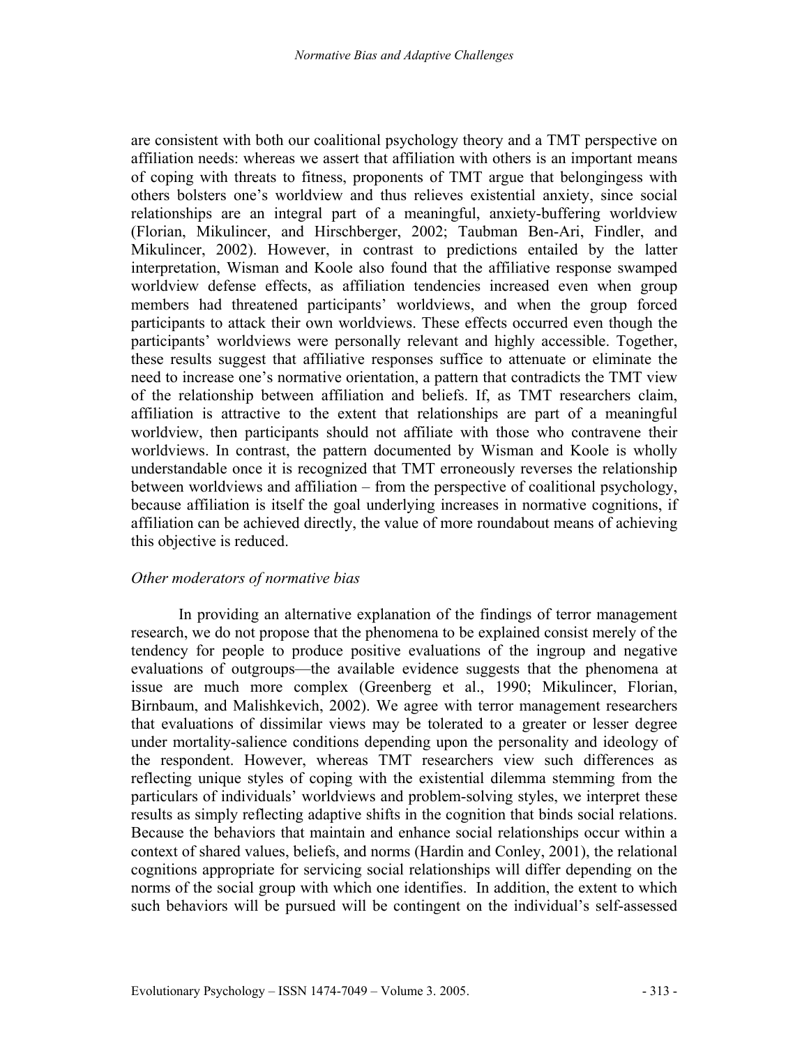are consistent with both our coalitional psychology theory and a TMT perspective on affiliation needs: whereas we assert that affiliation with others is an important means of coping with threats to fitness, proponents of TMT argue that belongingess with others bolsters one's worldview and thus relieves existential anxiety, since social relationships are an integral part of a meaningful, anxiety-buffering worldview (Florian, Mikulincer, and Hirschberger, 2002; Taubman Ben-Ari, Findler, and Mikulincer, 2002). However, in contrast to predictions entailed by the latter interpretation, Wisman and Koole also found that the affiliative response swamped worldview defense effects, as affiliation tendencies increased even when group members had threatened participants' worldviews, and when the group forced participants to attack their own worldviews. These effects occurred even though the participants' worldviews were personally relevant and highly accessible. Together, these results suggest that affiliative responses suffice to attenuate or eliminate the need to increase one's normative orientation, a pattern that contradicts the TMT view of the relationship between affiliation and beliefs. If, as TMT researchers claim, affiliation is attractive to the extent that relationships are part of a meaningful worldview, then participants should not affiliate with those who contravene their worldviews. In contrast, the pattern documented by Wisman and Koole is wholly understandable once it is recognized that TMT erroneously reverses the relationship between worldviews and affiliation – from the perspective of coalitional psychology, because affiliation is itself the goal underlying increases in normative cognitions, if affiliation can be achieved directly, the value of more roundabout means of achieving this objective is reduced.

*Other moderators of normative bias*

In providing an alternative explanation of the findings of terror management research, we do not propose that the phenomena to be explained consist merely of the tendency for people to produce positive evaluations of the ingroup and negative evaluations of outgroups—the available evidence suggests that the phenomena at issue are much more complex (Greenberg et al., 1990; Mikulincer, Florian, Birnbaum, and Malishkevich, 2002). We agree with terror management researchers that evaluations of dissimilar views may be tolerated to a greater or lesser degree under mortality-salience conditions depending upon the personality and ideology of the respondent. However, whereas TMT researchers view such differences as reflecting unique styles of coping with the existential dilemma stemming from the particulars of individuals' worldviews and problem-solving styles, we interpret these results as simply reflecting adaptive shifts in the cognition that binds social relations. Because the behaviors that maintain and enhance social relationships occur within a context of shared values, beliefs, and norms (Hardin and Conley, 2001), the relational cognitions appropriate for servicing social relationships will differ depending on the norms of the social group with which one identifies. In addition, the extent to which such behaviors will be pursued will be contingent on the individual's self-assessed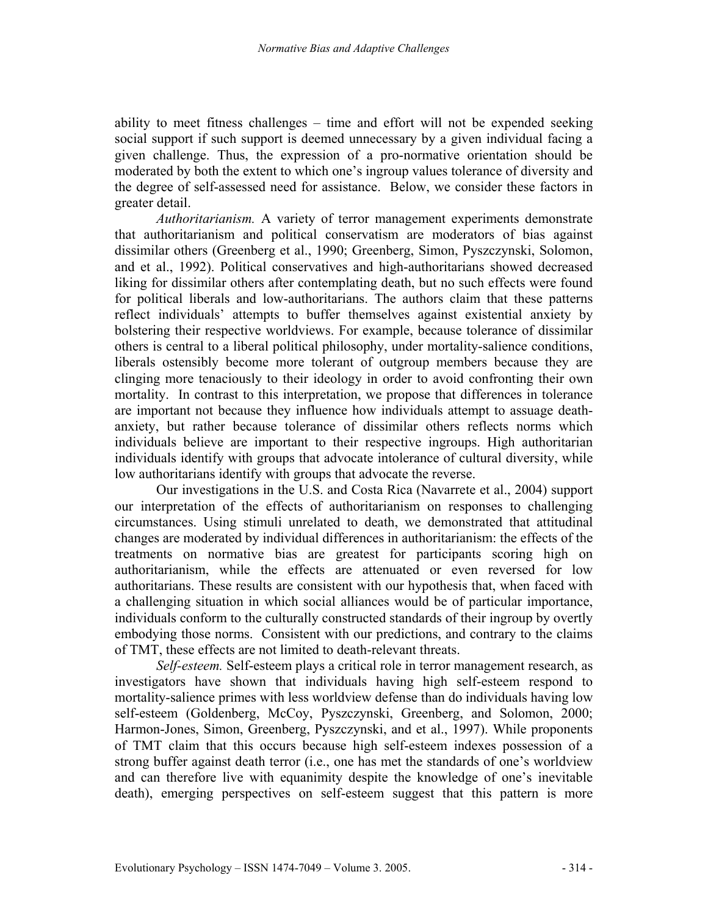ability to meet fitness challenges – time and effort will not be expended seeking social support if such support is deemed unnecessary by a given individual facing a given challenge. Thus, the expression of a pro-normative orientation should be moderated by both the extent to which one's ingroup values tolerance of diversity and the degree of self-assessed need for assistance. Below, we consider these factors in greater detail.

*Authoritarianism.* A variety of terror management experiments demonstrate that authoritarianism and political conservatism are moderators of bias against dissimilar others (Greenberg et al., 1990; Greenberg, Simon, Pyszczynski, Solomon, and et al., 1992). Political conservatives and high-authoritarians showed decreased liking for dissimilar others after contemplating death, but no such effects were found for political liberals and low-authoritarians. The authors claim that these patterns reflect individuals' attempts to buffer themselves against existential anxiety by bolstering their respective worldviews. For example, because tolerance of dissimilar others is central to a liberal political philosophy, under mortality-salience conditions, liberals ostensibly become more tolerant of outgroup members because they are clinging more tenaciously to their ideology in order to avoid confronting their own mortality. In contrast to this interpretation, we propose that differences in tolerance are important not because they influence how individuals attempt to assuage death-anxiety, but rather because tolerance of dissimilar others reflects norms which individuals believe are important to their respective ingroups. High authoritarian individuals identify with groups that advocate intolerance of cultural diversity, while low authoritarians identify with groups that advocate the reverse.

Our investigations in the U.S. and Costa Rica (Navarrete et al., 2004) support our interpretation of the effects of authoritarianism on responses to challenging circumstances. Using stimuli unrelated to death, we demonstrated that attitudinal changes are moderated by individual differences in authoritarianism: the effects of the treatments on normative bias are greatest for participants scoring high on authoritarianism, while the effects are attenuated or even reversed for low authoritarians. These results are consistent with our hypothesis that, when faced with a challenging situation in which social alliances would be of particular importance, individuals conform to the culturally constructed standards of their ingroup by overtly embodying those norms. Consistent with our predictions, and contrary to the claims of TMT, these effects are not limited to death-relevant threats.

*Self-esteem.* Self-esteem plays a critical role in terror management research, as investigators have shown that individuals having high self-esteem respond to mortality-salience primes with less worldview defense than do individuals having low self-esteem (Goldenberg, McCoy, Pyszczynski, Greenberg, and Solomon, 2000; Harmon-Jones, Simon, Greenberg, Pyszczynski, and et al., 1997). While proponents of TMT claim that this occurs because high self-esteem indexes possession of a strong buffer against death terror (i.e., one has met the standards of one's worldview and can therefore live with equanimity despite the knowledge of one's inevitable death), emerging perspectives on self-esteem suggest that this pattern is more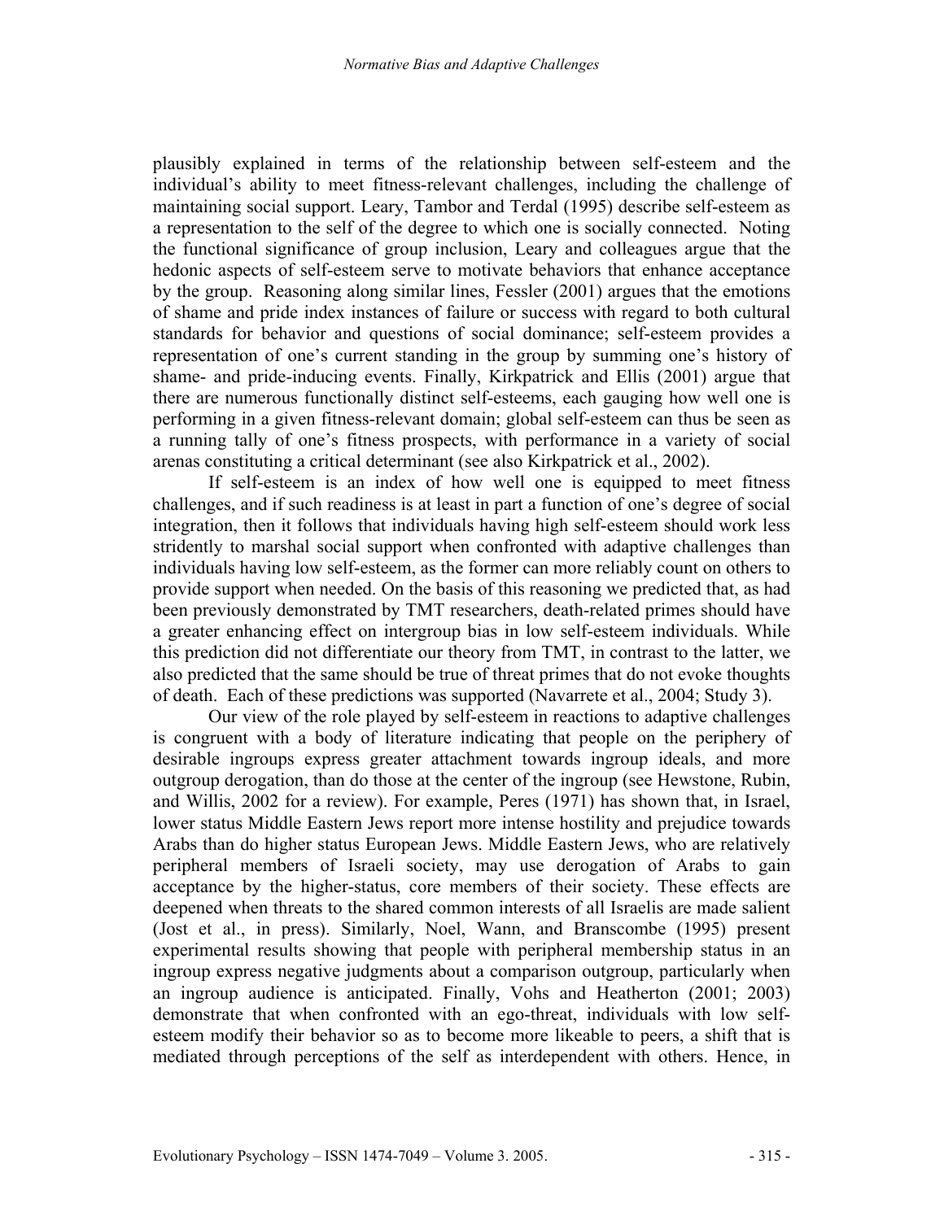plausibly explained in terms of the relationship between self-esteem and the individual's ability to meet fitness-relevant challenges, including the challenge of maintaining social support. Leary, Tambor and Terdal (1995) describe self-esteem as a representation to the self of the degree to which one is socially connected. Noting the functional significance of group inclusion, Leary and colleagues argue that the hedonic aspects of self-esteem serve to motivate behaviors that enhance acceptance by the group. Reasoning along similar lines, Fessler (2001) argues that the emotions of shame and pride index instances of failure or success with regard to both cultural standards for behavior and questions of social dominance; self-esteem provides a representation of one's current standing in the group by summing one's history of shame- and pride-inducing events. Finally, Kirkpatrick and Ellis (2001) argue that there are numerous functionally distinct self-esteems, each gauging how well one is performing in a given fitness-relevant domain; global self-esteem can thus be seen as a running tally of one's fitness prospects, with performance in a variety of social arenas constituting a critical determinant (see also Kirkpatrick et al., 2002).

If self-esteem is an index of how well one is equipped to meet fitness challenges, and if such readiness is at least in part a function of one's degree of social integration, then it follows that individuals having high self-esteem should work less stridently to marshal social support when confronted with adaptive challenges than individuals having low self-esteem, as the former can more reliably count on others to provide support when needed. On the basis of this reasoning we predicted that, as had been previously demonstrated by TMT researchers, death-related primes should have a greater enhancing effect on intergroup bias in low self-esteem individuals. While this prediction did not differentiate our theory from TMT, in contrast to the latter, we also predicted that the same should be true of threat primes that do not evoke thoughts of death. Each of these predictions was supported (Navarrete et al., 2004; Study 3).

Our view of the role played by self-esteem in reactions to adaptive challenges is congruent with a body of literature indicating that people on the periphery of desirable ingroups express greater attachment towards ingroup ideals, and more outgroup derogation, than do those at the center of the ingroup (see Hewstone, Rubin, and Willis, 2002 for a review). For example, Peres (1971) has shown that, in Israel, lower status Middle Eastern Jews report more intense hostility and prejudice towards Arabs than do higher status European Jews. Middle Eastern Jews, who are relatively peripheral members of Israeli society, may use derogation of Arabs to gain acceptance by the higher-status, core members of their society. These effects are deepened when threats to the shared common interests of all Israelis are made salient (Jost et al., in press). Similarly, Noel, Wann, and Branscombe (1995) present experimental results showing that people with peripheral membership status in an ingroup express negative judgments about a comparison outgroup, particularly when an ingroup audience is anticipated. Finally, Vohs and Heatherton (2001; 2003) demonstrate that when confronted with an ego-threat, individuals with low self-esteem modify their behavior so as to become more likeable to peers, a shift that is mediated through perceptions of the self as interdependent with others. Hence, in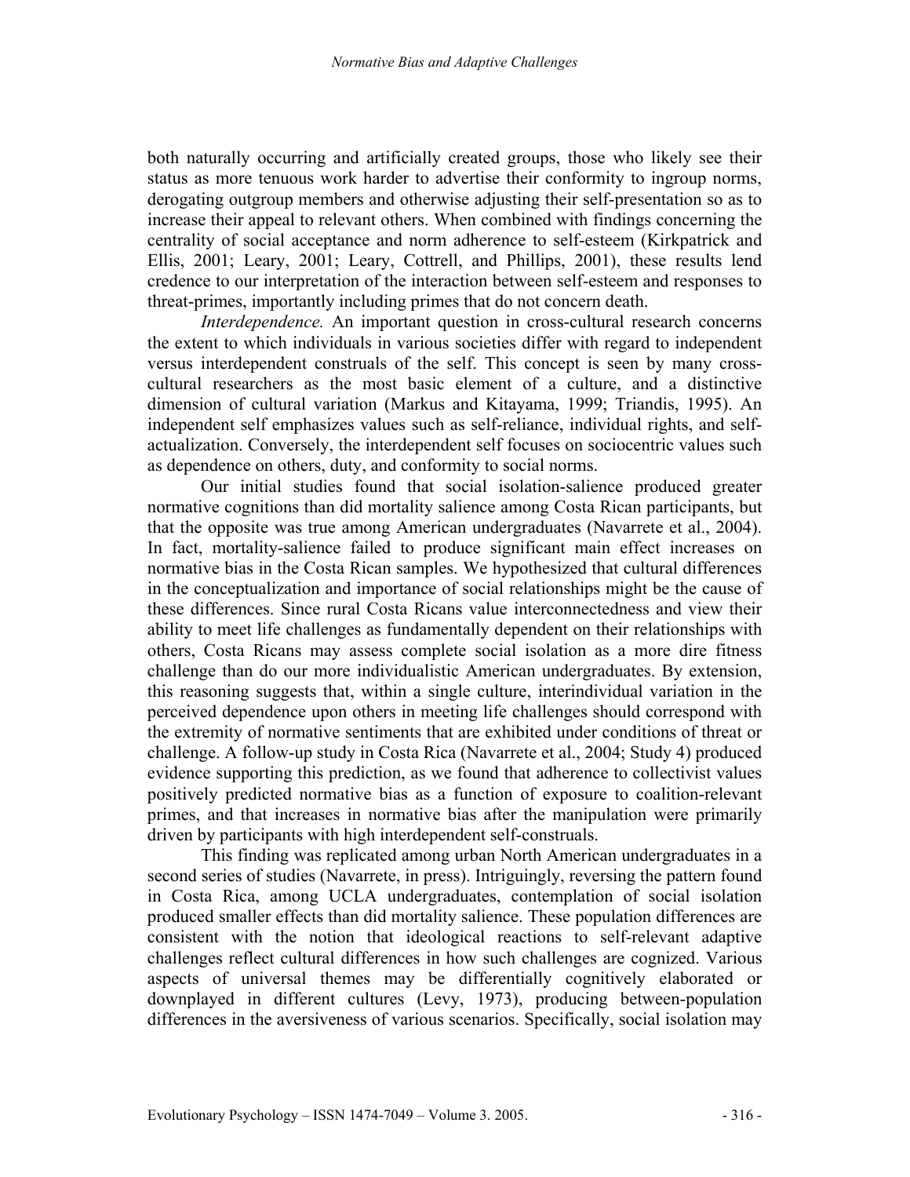both naturally occurring and artificially created groups, those who likely see their status as more tenuous work harder to advertise their conformity to ingroup norms, derogating outgroup members and otherwise adjusting their self-presentation so as to increase their appeal to relevant others. When combined with findings concerning the centrality of social acceptance and norm adherence to self-esteem (Kirkpatrick and Ellis, 2001; Leary, 2001; Leary, Cottrell, and Phillips, 2001), these results lend credence to our interpretation of the interaction between self-esteem and responses to threat-primes, importantly including primes that do not concern death.

*Interdependence.* An important question in cross-cultural research concerns the extent to which individuals in various societies differ with regard to independent versus interdependent construals of the self. This concept is seen by many cross-cultural researchers as the most basic element of a culture, and a distinctive dimension of cultural variation (Markus and Kitayama, 1999; Triandis, 1995). An independent self emphasizes values such as self-reliance, individual rights, and self-actualization. Conversely, the interdependent self focuses on sociocentric values such as dependence on others, duty, and conformity to social norms.

Our initial studies found that social isolation-salience produced greater normative cognitions than did mortality salience among Costa Rican participants, but that the opposite was true among American undergraduates (Navarrete et al., 2004). In fact, mortality-salience failed to produce significant main effect increases on normative bias in the Costa Rican samples. We hypothesized that cultural differences in the conceptualization and importance of social relationships might be the cause of these differences. Since rural Costa Ricans value interconnectedness and view their ability to meet life challenges as fundamentally dependent on their relationships with others, Costa Ricans may assess complete social isolation as a more dire fitness challenge than do our more individualistic American undergraduates. By extension, this reasoning suggests that, within a single culture, interindividual variation in the perceived dependence upon others in meeting life challenges should correspond with the extremity of normative sentiments that are exhibited under conditions of threat or challenge. A follow-up study in Costa Rica (Navarrete et al., 2004; Study 4) produced evidence supporting this prediction, as we found that adherence to collectivist values positively predicted normative bias as a function of exposure to coalition-relevant primes, and that increases in normative bias after the manipulation were primarily driven by participants with high interdependent self-construals.

This finding was replicated among urban North American undergraduates in a second series of studies (Navarrete, in press). Intriguingly, reversing the pattern found in Costa Rica, among UCLA undergraduates, contemplation of social isolation produced smaller effects than did mortality salience. These population differences are consistent with the notion that ideological reactions to self-relevant adaptive challenges reflect cultural differences in how such challenges are cognized. Various aspects of universal themes may be differentially cognitively elaborated or downplayed in different cultures (Levy, 1973), producing between-population differences in the aversiveness of various scenarios. Specifically, social isolation may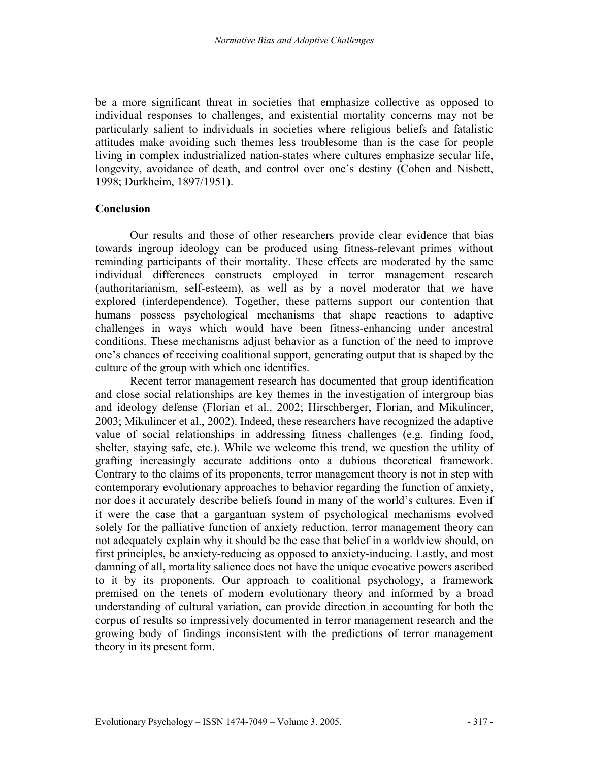be a more significant threat in societies that emphasize collective as opposed to individual responses to challenges, and existential mortality concerns may not be particularly salient to individuals in societies where religious beliefs and fatalistic attitudes make avoiding such themes less troublesome than is the case for people living in complex industrialized nation-states where cultures emphasize secular life, longevity, avoidance of death, and control over one's destiny (Cohen and Nisbett, 1998; Durkheim, 1897/1951).

## Conclusion

Our results and those of other researchers provide clear evidence that bias towards ingroup ideology can be produced using fitness-relevant primes without reminding participants of their mortality. These effects are moderated by the same individual differences constructs employed in terror management research (authoritarianism, self-esteem), as well as by a novel moderator that we have explored (interdependence). Together, these patterns support our contention that humans possess psychological mechanisms that shape reactions to adaptive challenges in ways which would have been fitness-enhancing under ancestral conditions. These mechanisms adjust behavior as a function of the need to improve one's chances of receiving coalitional support, generating output that is shaped by the culture of the group with which one identifies.

Recent terror management research has documented that group identification and close social relationships are key themes in the investigation of intergroup bias and ideology defense (Florian et al., 2002; Hirschberger, Florian, and Mikulincer, 2003; Mikulincer et al., 2002). Indeed, these researchers have recognized the adaptive value of social relationships in addressing fitness challenges (e.g. finding food, shelter, staying safe, etc.). While we welcome this trend, we question the utility of grafting increasingly accurate additions onto a dubious theoretical framework. Contrary to the claims of its proponents, terror management theory is not in step with contemporary evolutionary approaches to behavior regarding the function of anxiety, nor does it accurately describe beliefs found in many of the world's cultures. Even if it were the case that a gargantuan system of psychological mechanisms evolved solely for the palliative function of anxiety reduction, terror management theory can not adequately explain why it should be the case that belief in a worldview should, on first principles, be anxiety-reducing as opposed to anxiety-inducing. Lastly, and most damning of all, mortality salience does not have the unique evocative powers ascribed to it by its proponents. Our approach to coalitional psychology, a framework premised on the tenets of modern evolutionary theory and informed by a broad understanding of cultural variation, can provide direction in accounting for both the corpus of results so impressively documented in terror management research and the growing body of findings inconsistent with the predictions of terror management theory in its present form.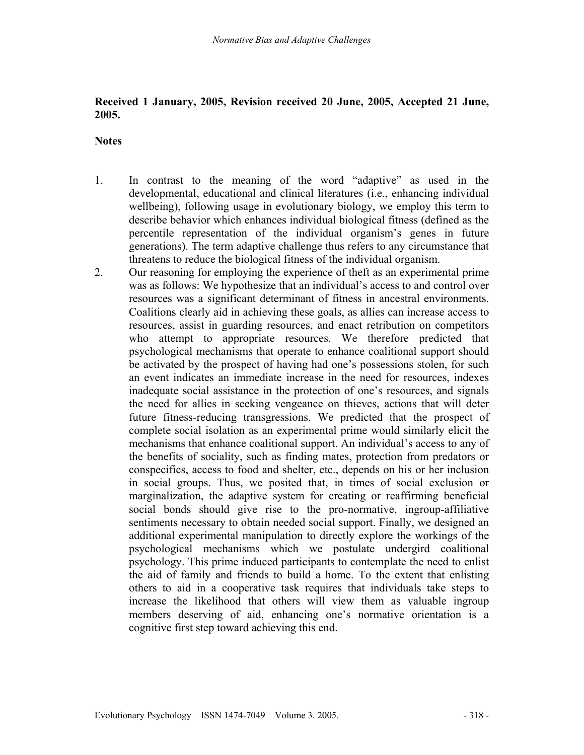**Received 1 January, 2005, Revision received 20 June, 2005, Accepted 21 June, 2005.**

**Notes**

1. In contrast to the meaning of the word "adaptive" as used in the developmental, educational and clinical literatures (i.e., enhancing individual wellbeing), following usage in evolutionary biology, we employ this term to describe behavior which enhances individual biological fitness (defined as the percentile representation of the individual organism's genes in future generations). The term adaptive challenge thus refers to any circumstance that threatens to reduce the biological fitness of the individual organism.
2. Our reasoning for employing the experience of theft as an experimental prime was as follows: We hypothesize that an individual's access to and control over resources was a significant determinant of fitness in ancestral environments. Coalitions clearly aid in achieving these goals, as allies can increase access to resources, assist in guarding resources, and enact retribution on competitors who attempt to appropriate resources. We therefore predicted that psychological mechanisms that operate to enhance coalitional support should be activated by the prospect of having had one's possessions stolen, for such an event indicates an immediate increase in the need for resources, indexes inadequate social assistance in the protection of one's resources, and signals the need for allies in seeking vengeance on thieves, actions that will deter future fitness-reducing transgressions. We predicted that the prospect of complete social isolation as an experimental prime would similarly elicit the mechanisms that enhance coalitional support. An individual's access to any of the benefits of sociality, such as finding mates, protection from predators or conspecifics, access to food and shelter, etc., depends on his or her inclusion in social groups. Thus, we posited that, in times of social exclusion or marginalization, the adaptive system for creating or reaffirming beneficial social bonds should give rise to the pro-normative, ingroup-affiliative sentiments necessary to obtain needed social support. Finally, we designed an additional experimental manipulation to directly explore the workings of the psychological mechanisms which we postulate undergird coalitional psychology. This prime induced participants to contemplate the need to enlist the aid of family and friends to build a home. To the extent that enlisting others to aid in a cooperative task requires that individuals take steps to increase the likelihood that others will view them as valuable ingroup members deserving of aid, enhancing one's normative orientation is a cognitive first step toward achieving this end.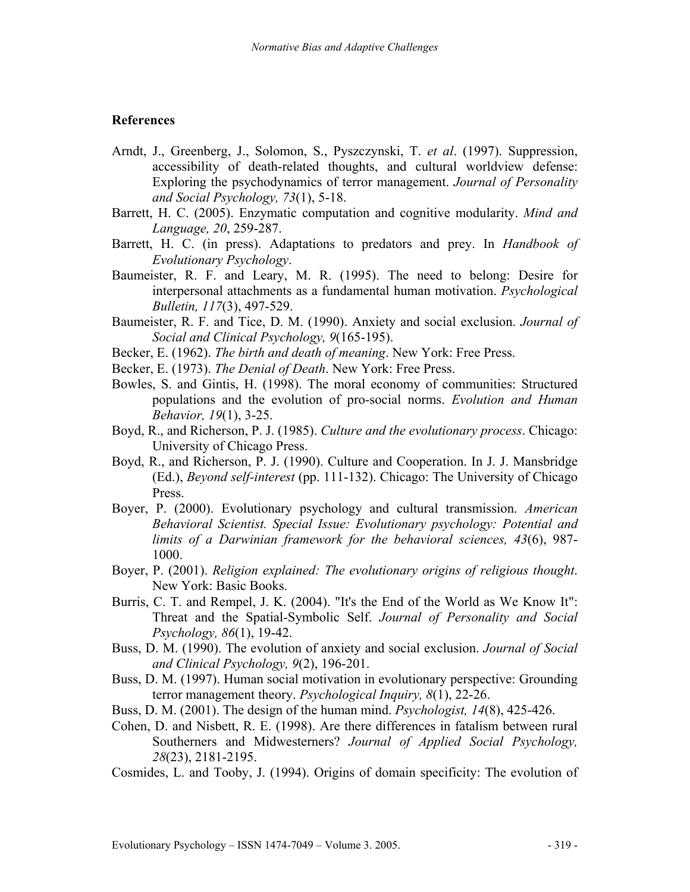## References

Arndt, J., Greenberg, J., Solomon, S., Pyszczynski, T. *et al*. (1997). Suppression, accessibility of death-related thoughts, and cultural worldview defense: Exploring the psychodynamics of terror management. *Journal of Personality and Social Psychology, 73*(1), 5-18.

Barrett, H. C. (2005). Enzymatic computation and cognitive modularity. *Mind and Language, 20*, 259-287.

Barrett, H. C. (in press). Adaptations to predators and prey. In *Handbook of Evolutionary Psychology*.

Baumeister, R. F. and Leary, M. R. (1995). The need to belong: Desire for interpersonal attachments as a fundamental human motivation. *Psychological Bulletin, 117*(3), 497-529.

Baumeister, R. F. and Tice, D. M. (1990). Anxiety and social exclusion. *Journal of Social and Clinical Psychology, 9*(165-195).

Becker, E. (1962). *The birth and death of meaning*. New York: Free Press.

Becker, E. (1973). *The Denial of Death*. New York: Free Press.

Bowles, S. and Gintis, H. (1998). The moral economy of communities: Structured populations and the evolution of pro-social norms. *Evolution and Human Behavior, 19*(1), 3-25.

Boyd, R., and Richerson, P. J. (1985). *Culture and the evolutionary process*. Chicago: University of Chicago Press.

Boyd, R., and Richerson, P. J. (1990). Culture and Cooperation. In J. J. Mansbridge (Ed.), *Beyond self-interest* (pp. 111-132). Chicago: The University of Chicago Press.

Boyer, P. (2000). Evolutionary psychology and cultural transmission. *American Behavioral Scientist. Special Issue: Evolutionary psychology: Potential and limits of a Darwinian framework for the behavioral sciences, 43*(6), 987-1000.

Boyer, P. (2001). *Religion explained: The evolutionary origins of religious thought*. New York: Basic Books.

Burris, C. T. and Rempel, J. K. (2004). "It's the End of the World as We Know It": Threat and the Spatial-Symbolic Self. *Journal of Personality and Social Psychology, 86*(1), 19-42.

Buss, D. M. (1990). The evolution of anxiety and social exclusion. *Journal of Social and Clinical Psychology, 9*(2), 196-201.

Buss, D. M. (1997). Human social motivation in evolutionary perspective: Grounding terror management theory. *Psychological Inquiry, 8*(1), 22-26.

Buss, D. M. (2001). The design of the human mind. *Psychologist, 14*(8), 425-426.

Cohen, D. and Nisbett, R. E. (1998). Are there differences in fatalism between rural Southerners and Midwesterners? *Journal of Applied Social Psychology, 28*(23), 2181-2195.

Cosmides, L. and Tooby, J. (1994). Origins of domain specificity: The evolution of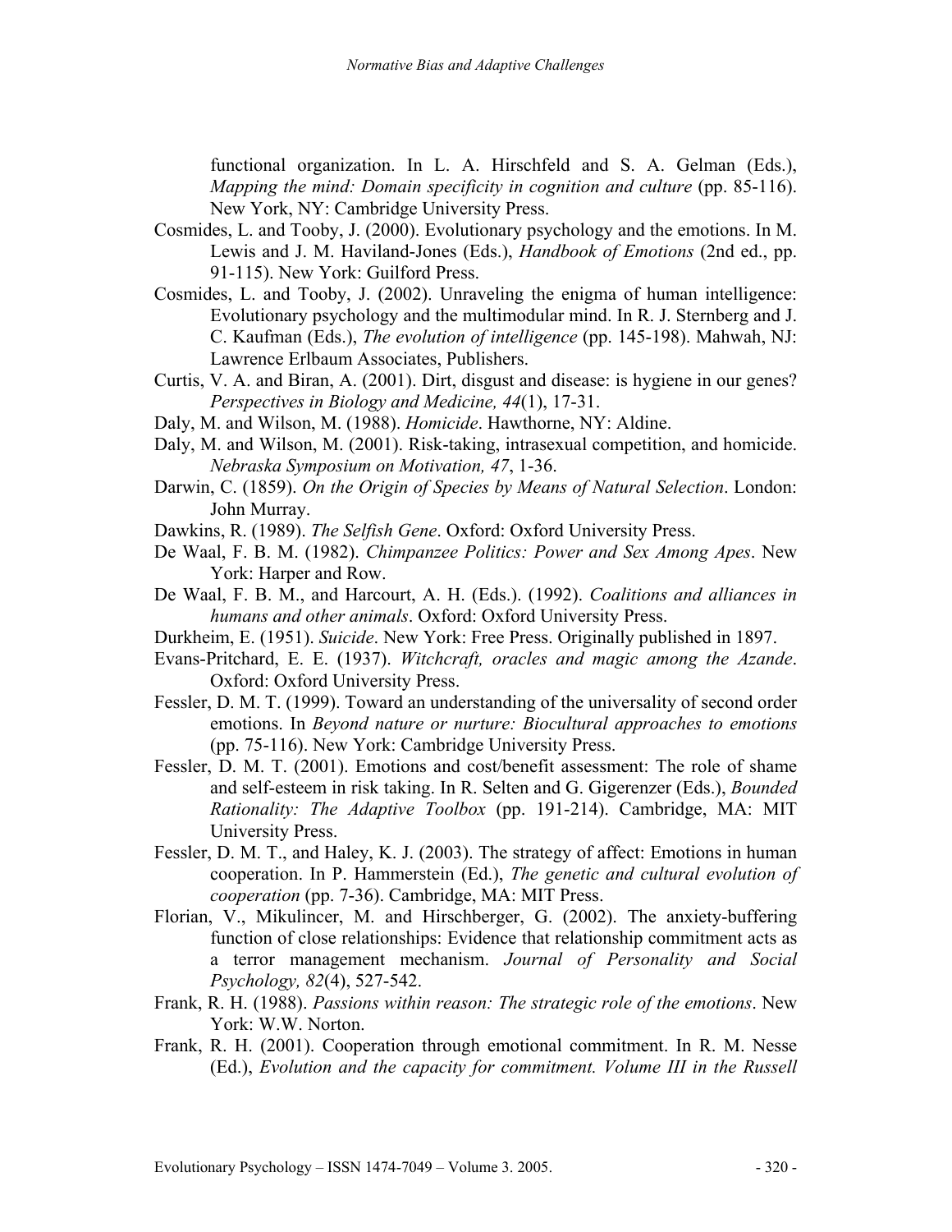functional organization. In L. A. Hirschfeld and S. A. Gelman (Eds.), *Mapping the mind: Domain specificity in cognition and culture* (pp. 85-116). New York, NY: Cambridge University Press.

Cosmides, L. and Tooby, J. (2000). Evolutionary psychology and the emotions. In M. Lewis and J. M. Haviland-Jones (Eds.), *Handbook of Emotions* (2nd ed., pp. 91-115). New York: Guilford Press.

Cosmides, L. and Tooby, J. (2002). Unraveling the enigma of human intelligence: Evolutionary psychology and the multimodular mind. In R. J. Sternberg and J. C. Kaufman (Eds.), *The evolution of intelligence* (pp. 145-198). Mahwah, NJ: Lawrence Erlbaum Associates, Publishers.

Curtis, V. A. and Biran, A. (2001). Dirt, disgust and disease: is hygiene in our genes? *Perspectives in Biology and Medicine, 44*(1), 17-31.

Daly, M. and Wilson, M. (1988). *Homicide*. Hawthorne, NY: Aldine.

Daly, M. and Wilson, M. (2001). Risk-taking, intrasexual competition, and homicide. *Nebraska Symposium on Motivation, 47*, 1-36.

Darwin, C. (1859). *On the Origin of Species by Means of Natural Selection*. London: John Murray.

Dawkins, R. (1989). *The Selfish Gene*. Oxford: Oxford University Press.

De Waal, F. B. M. (1982). *Chimpanzee Politics: Power and Sex Among Apes*. New York: Harper and Row.

De Waal, F. B. M., and Harcourt, A. H. (Eds.). (1992). *Coalitions and alliances in humans and other animals*. Oxford: Oxford University Press.

Durkheim, E. (1951). *Suicide*. New York: Free Press. Originally published in 1897.

Evans-Pritchard, E. E. (1937). *Witchcraft, oracles and magic among the Azande*. Oxford: Oxford University Press.

Fessler, D. M. T. (1999). Toward an understanding of the universality of second order emotions. In *Beyond nature or nurture: Biocultural approaches to emotions* (pp. 75-116). New York: Cambridge University Press.

Fessler, D. M. T. (2001). Emotions and cost/benefit assessment: The role of shame and self-esteem in risk taking. In R. Selten and G. Gigerenzer (Eds.), *Bounded Rationality: The Adaptive Toolbox* (pp. 191-214). Cambridge, MA: MIT University Press.

Fessler, D. M. T., and Haley, K. J. (2003). The strategy of affect: Emotions in human cooperation. In P. Hammerstein (Ed.), *The genetic and cultural evolution of cooperation* (pp. 7-36). Cambridge, MA: MIT Press.

Florian, V., Mikulincer, M. and Hirschberger, G. (2002). The anxiety-buffering function of close relationships: Evidence that relationship commitment acts as a terror management mechanism. *Journal of Personality and Social Psychology, 82*(4), 527-542.

Frank, R. H. (1988). *Passions within reason: The strategic role of the emotions*. New York: W.W. Norton.

Frank, R. H. (2001). Cooperation through emotional commitment. In R. M. Nesse (Ed.), *Evolution and the capacity for commitment. Volume III in the Russell*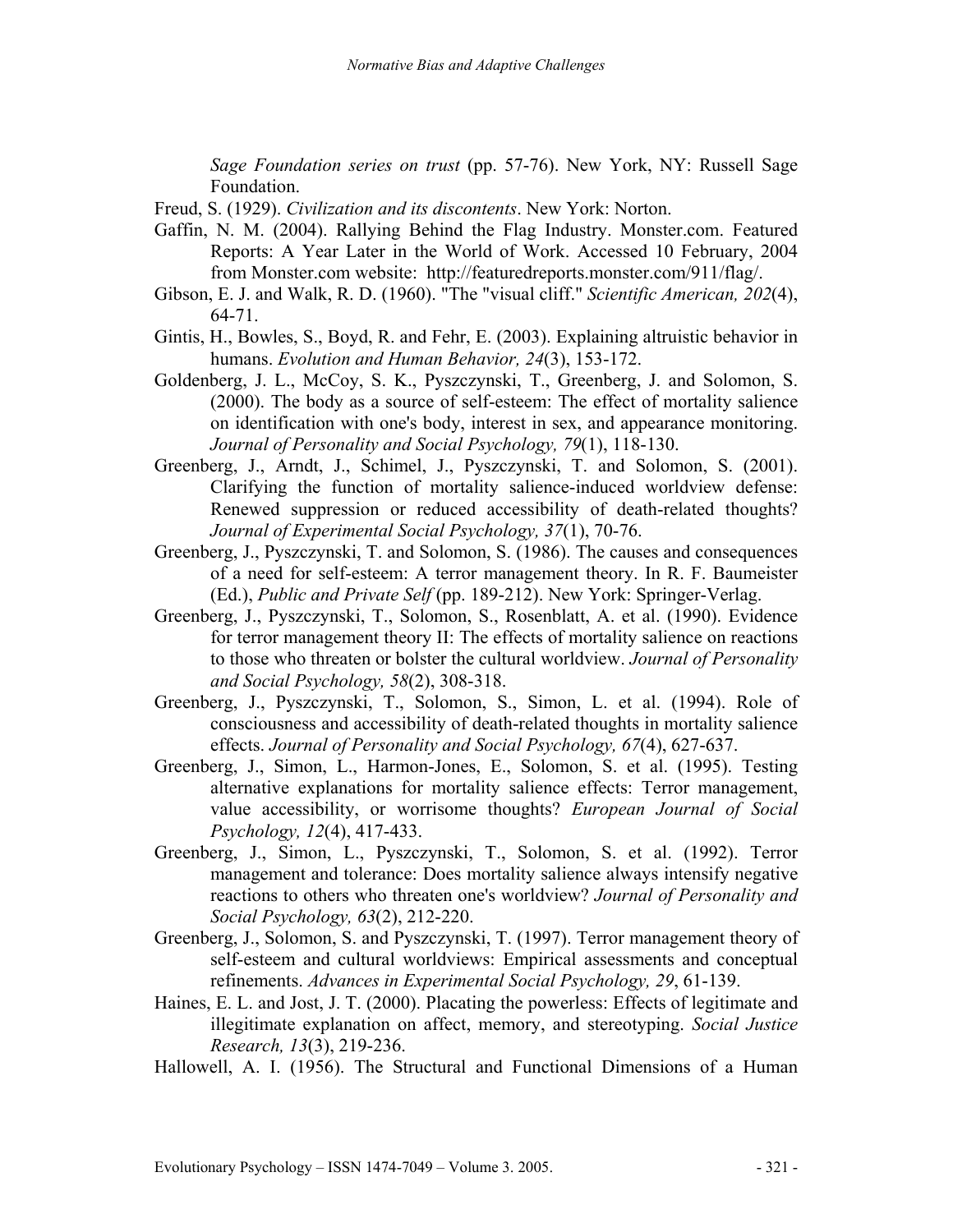*Sage Foundation series on trust* (pp. 57-76). New York, NY: Russell Sage Foundation.

Freud, S. (1929). *Civilization and its discontents*. New York: Norton.

Gaffin, N. M. (2004). Rallying Behind the Flag Industry. Monster.com. Featured Reports: A Year Later in the World of Work. Accessed 10 February, 2004 from Monster.com website: http://featuredreports.monster.com/911/flag/.

Gibson, E. J. and Walk, R. D. (1960). "The "visual cliff." *Scientific American, 202*(4), 64-71.

Gintis, H., Bowles, S., Boyd, R. and Fehr, E. (2003). Explaining altruistic behavior in humans. *Evolution and Human Behavior, 24*(3), 153-172.

Goldenberg, J. L., McCoy, S. K., Pyszczynski, T., Greenberg, J. and Solomon, S. (2000). The body as a source of self-esteem: The effect of mortality salience on identification with one's body, interest in sex, and appearance monitoring. *Journal of Personality and Social Psychology, 79*(1), 118-130.

Greenberg, J., Arndt, J., Schimel, J., Pyszczynski, T. and Solomon, S. (2001). Clarifying the function of mortality salience-induced worldview defense: Renewed suppression or reduced accessibility of death-related thoughts? *Journal of Experimental Social Psychology, 37*(1), 70-76.

Greenberg, J., Pyszczynski, T. and Solomon, S. (1986). The causes and consequences of a need for self-esteem: A terror management theory. In R. F. Baumeister (Ed.), *Public and Private Self* (pp. 189-212). New York: Springer-Verlag.

Greenberg, J., Pyszczynski, T., Solomon, S., Rosenblatt, A. et al. (1990). Evidence for terror management theory II: The effects of mortality salience on reactions to those who threaten or bolster the cultural worldview. *Journal of Personality and Social Psychology, 58*(2), 308-318.

Greenberg, J., Pyszczynski, T., Solomon, S., Simon, L. et al. (1994). Role of consciousness and accessibility of death-related thoughts in mortality salience effects. *Journal of Personality and Social Psychology, 67*(4), 627-637.

Greenberg, J., Simon, L., Harmon-Jones, E., Solomon, S. et al. (1995). Testing alternative explanations for mortality salience effects: Terror management, value accessibility, or worrisome thoughts? *European Journal of Social Psychology, 12*(4), 417-433.

Greenberg, J., Simon, L., Pyszczynski, T., Solomon, S. et al. (1992). Terror management and tolerance: Does mortality salience always intensify negative reactions to others who threaten one's worldview? *Journal of Personality and Social Psychology, 63*(2), 212-220.

Greenberg, J., Solomon, S. and Pyszczynski, T. (1997). Terror management theory of self-esteem and cultural worldviews: Empirical assessments and conceptual refinements. *Advances in Experimental Social Psychology, 29*, 61-139.

Haines, E. L. and Jost, J. T. (2000). Placating the powerless: Effects of legitimate and illegitimate explanation on affect, memory, and stereotyping. *Social Justice Research, 13*(3), 219-236.

Hallowell, A. I. (1956). The Structural and Functional Dimensions of a Human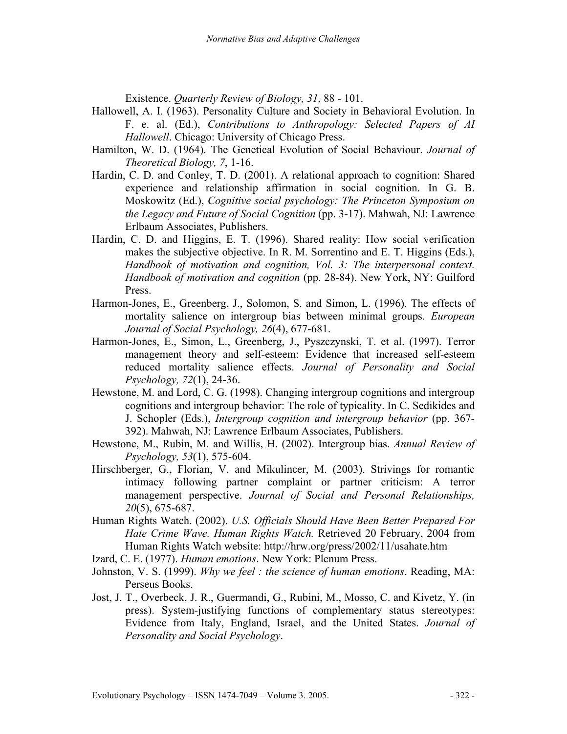Existence. *Quarterly Review of Biology, 31*, 88 - 101.

Hallowell, A. I. (1963). Personality Culture and Society in Behavioral Evolution. In F. e. al. (Ed.), *Contributions to Anthropology: Selected Papers of AI Hallowell*. Chicago: University of Chicago Press.

Hamilton, W. D. (1964). The Genetical Evolution of Social Behaviour. *Journal of Theoretical Biology, 7*, 1-16.

Hardin, C. D. and Conley, T. D. (2001). A relational approach to cognition: Shared experience and relationship affirmation in social cognition. In G. B. Moskowitz (Ed.), *Cognitive social psychology: The Princeton Symposium on the Legacy and Future of Social Cognition* (pp. 3-17). Mahwah, NJ: Lawrence Erlbaum Associates, Publishers.

Hardin, C. D. and Higgins, E. T. (1996). Shared reality: How social verification makes the subjective objective. In R. M. Sorrentino and E. T. Higgins (Eds.), *Handbook of motivation and cognition, Vol. 3: The interpersonal context. Handbook of motivation and cognition* (pp. 28-84). New York, NY: Guilford Press.

Harmon-Jones, E., Greenberg, J., Solomon, S. and Simon, L. (1996). The effects of mortality salience on intergroup bias between minimal groups. *European Journal of Social Psychology, 26*(4), 677-681.

Harmon-Jones, E., Simon, L., Greenberg, J., Pyszczynski, T. et al. (1997). Terror management theory and self-esteem: Evidence that increased self-esteem reduced mortality salience effects. *Journal of Personality and Social Psychology, 72*(1), 24-36.

Hewstone, M. and Lord, C. G. (1998). Changing intergroup cognitions and intergroup cognitions and intergroup behavior: The role of typicality. In C. Sedikides and J. Schopler (Eds.), *Intergroup cognition and intergroup behavior* (pp. 367-392). Mahwah, NJ: Lawrence Erlbaum Associates, Publishers.

Hewstone, M., Rubin, M. and Willis, H. (2002). Intergroup bias. *Annual Review of Psychology, 53*(1), 575-604.

Hirschberger, G., Florian, V. and Mikulincer, M. (2003). Strivings for romantic intimacy following partner complaint or partner criticism: A terror management perspective. *Journal of Social and Personal Relationships, 20*(5), 675-687.

Human Rights Watch. (2002). *U.S. Officials Should Have Been Better Prepared For Hate Crime Wave. Human Rights Watch.* Retrieved 20 February, 2004 from Human Rights Watch website: http://hrw.org/press/2002/11/usahate.htm

Izard, C. E. (1977). *Human emotions*. New York: Plenum Press.

Johnston, V. S. (1999). *Why we feel : the science of human emotions*. Reading, MA: Perseus Books.

Jost, J. T., Overbeck, J. R., Guermandi, G., Rubini, M., Mosso, C. and Kivetz, Y. (in press). System-justifying functions of complementary status stereotypes: Evidence from Italy, England, Israel, and the United States. *Journal of Personality and Social Psychology*.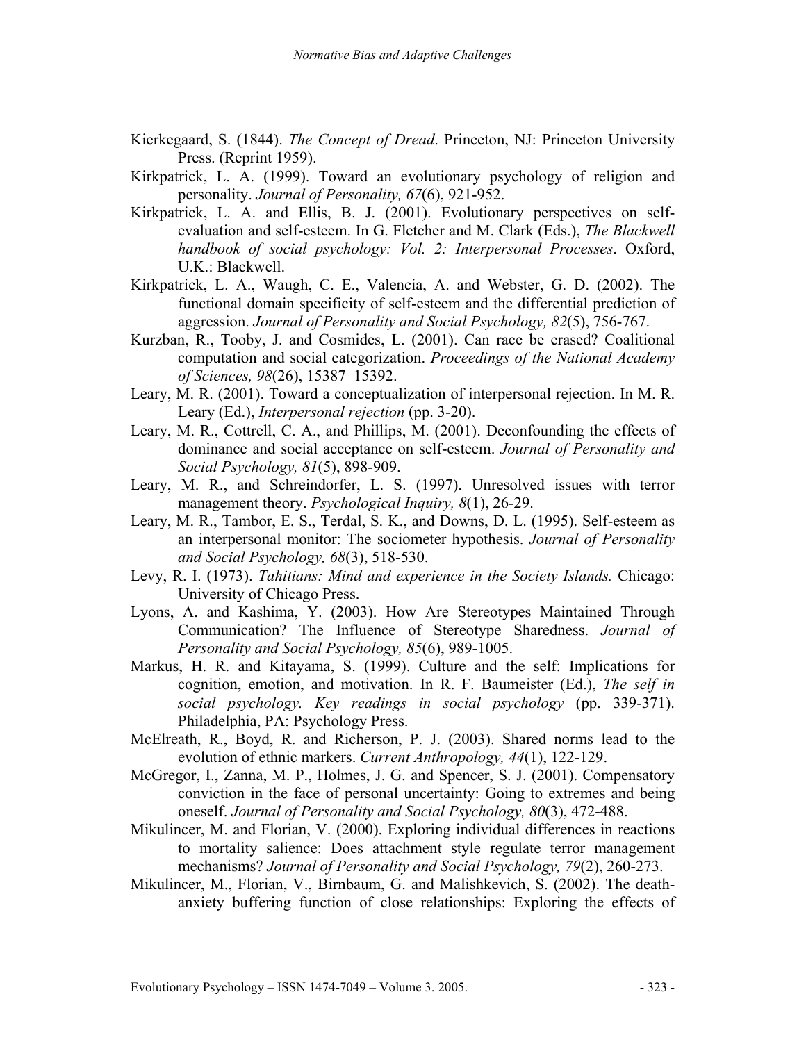Kierkegaard, S. (1844). *The Concept of Dread*. Princeton, NJ: Princeton University Press. (Reprint 1959).

Kirkpatrick, L. A. (1999). Toward an evolutionary psychology of religion and personality. *Journal of Personality, 67*(6), 921-952.

Kirkpatrick, L. A. and Ellis, B. J. (2001). Evolutionary perspectives on self-evaluation and self-esteem. In G. Fletcher and M. Clark (Eds.), *The Blackwell handbook of social psychology: Vol. 2: Interpersonal Processes*. Oxford, U.K.: Blackwell.

Kirkpatrick, L. A., Waugh, C. E., Valencia, A. and Webster, G. D. (2002). The functional domain specificity of self-esteem and the differential prediction of aggression. *Journal of Personality and Social Psychology, 82*(5), 756-767.

Kurzban, R., Tooby, J. and Cosmides, L. (2001). Can race be erased? Coalitional computation and social categorization. *Proceedings of the National Academy of Sciences, 98*(26), 15387–15392.

Leary, M. R. (2001). Toward a conceptualization of interpersonal rejection. In M. R. Leary (Ed.), *Interpersonal rejection* (pp. 3-20).

Leary, M. R., Cottrell, C. A., and Phillips, M. (2001). Deconfounding the effects of dominance and social acceptance on self-esteem. *Journal of Personality and Social Psychology, 81*(5), 898-909.

Leary, M. R., and Schreindorfer, L. S. (1997). Unresolved issues with terror management theory. *Psychological Inquiry, 8*(1), 26-29.

Leary, M. R., Tambor, E. S., Terdal, S. K., and Downs, D. L. (1995). Self-esteem as an interpersonal monitor: The sociometer hypothesis. *Journal of Personality and Social Psychology, 68*(3), 518-530.

Levy, R. I. (1973). *Tahitians: Mind and experience in the Society Islands.* Chicago: University of Chicago Press.

Lyons, A. and Kashima, Y. (2003). How Are Stereotypes Maintained Through Communication? The Influence of Stereotype Sharedness. *Journal of Personality and Social Psychology, 85*(6), 989-1005.

Markus, H. R. and Kitayama, S. (1999). Culture and the self: Implications for cognition, emotion, and motivation. In R. F. Baumeister (Ed.), *The self in social psychology. Key readings in social psychology* (pp. 339-371). Philadelphia, PA: Psychology Press.

McElreath, R., Boyd, R. and Richerson, P. J. (2003). Shared norms lead to the evolution of ethnic markers. *Current Anthropology, 44*(1), 122-129.

McGregor, I., Zanna, M. P., Holmes, J. G. and Spencer, S. J. (2001). Compensatory conviction in the face of personal uncertainty: Going to extremes and being oneself. *Journal of Personality and Social Psychology, 80*(3), 472-488.

Mikulincer, M. and Florian, V. (2000). Exploring individual differences in reactions to mortality salience: Does attachment style regulate terror management mechanisms? *Journal of Personality and Social Psychology, 79*(2), 260-273.

Mikulincer, M., Florian, V., Birnbaum, G. and Malishkevich, S. (2002). The death-anxiety buffering function of close relationships: Exploring the effects of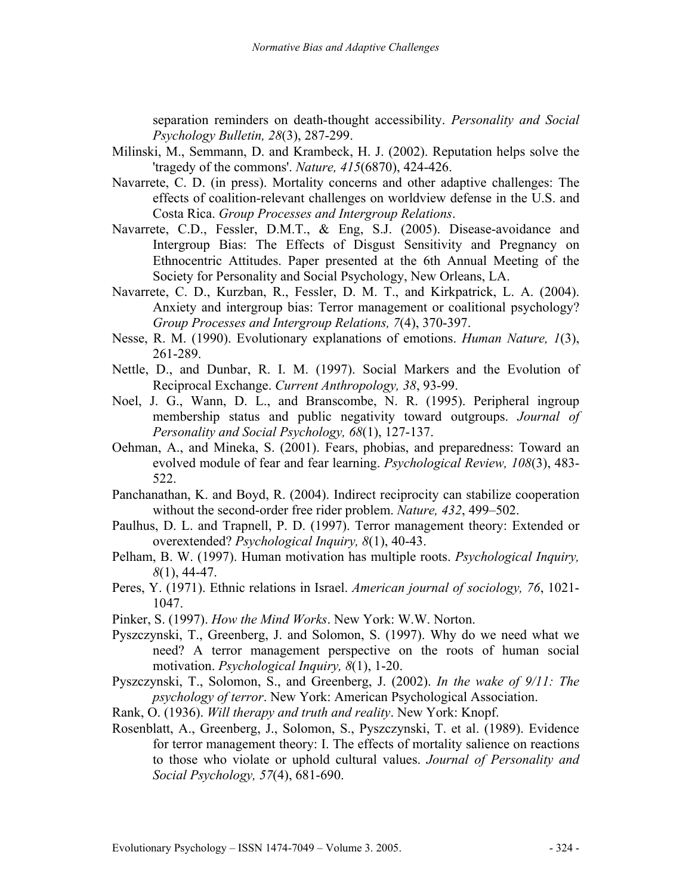separation reminders on death-thought accessibility. *Personality and Social Psychology Bulletin, 28*(3), 287-299.

Milinski, M., Semmann, D. and Krambeck, H. J. (2002). Reputation helps solve the 'tragedy of the commons'. *Nature, 415*(6870), 424-426.

Navarrete, C. D. (in press). Mortality concerns and other adaptive challenges: The effects of coalition-relevant challenges on worldview defense in the U.S. and Costa Rica. *Group Processes and Intergroup Relations*.

Navarrete, C.D., Fessler, D.M.T., & Eng, S.J. (2005). Disease-avoidance and Intergroup Bias: The Effects of Disgust Sensitivity and Pregnancy on Ethnocentric Attitudes. Paper presented at the 6th Annual Meeting of the Society for Personality and Social Psychology, New Orleans, LA.

Navarrete, C. D., Kurzban, R., Fessler, D. M. T., and Kirkpatrick, L. A. (2004). Anxiety and intergroup bias: Terror management or coalitional psychology? *Group Processes and Intergroup Relations, 7*(4), 370-397.

Nesse, R. M. (1990). Evolutionary explanations of emotions. *Human Nature, 1*(3), 261-289.

Nettle, D., and Dunbar, R. I. M. (1997). Social Markers and the Evolution of Reciprocal Exchange. *Current Anthropology, 38*, 93-99.

Noel, J. G., Wann, D. L., and Branscombe, N. R. (1995). Peripheral ingroup membership status and public negativity toward outgroups. *Journal of Personality and Social Psychology, 68*(1), 127-137.

Oehman, A., and Mineka, S. (2001). Fears, phobias, and preparedness: Toward an evolved module of fear and fear learning. *Psychological Review, 108*(3), 483-522.

Panchanathan, K. and Boyd, R. (2004). Indirect reciprocity can stabilize cooperation without the second-order free rider problem. *Nature, 432*, 499–502.

Paulhus, D. L. and Trapnell, P. D. (1997). Terror management theory: Extended or overextended? *Psychological Inquiry, 8*(1), 40-43.

Pelham, B. W. (1997). Human motivation has multiple roots. *Psychological Inquiry, 8*(1), 44-47.

Peres, Y. (1971). Ethnic relations in Israel. *American journal of sociology, 76*, 1021-1047.

Pinker, S. (1997). *How the Mind Works*. New York: W.W. Norton.

Pyszczynski, T., Greenberg, J. and Solomon, S. (1997). Why do we need what we need? A terror management perspective on the roots of human social motivation. *Psychological Inquiry, 8*(1), 1-20.

Pyszczynski, T., Solomon, S., and Greenberg, J. (2002). *In the wake of 9/11: The psychology of terror*. New York: American Psychological Association.

Rank, O. (1936). *Will therapy and truth and reality*. New York: Knopf.

Rosenblatt, A., Greenberg, J., Solomon, S., Pyszczynski, T. et al. (1989). Evidence for terror management theory: I. The effects of mortality salience on reactions to those who violate or uphold cultural values. *Journal of Personality and Social Psychology, 57*(4), 681-690.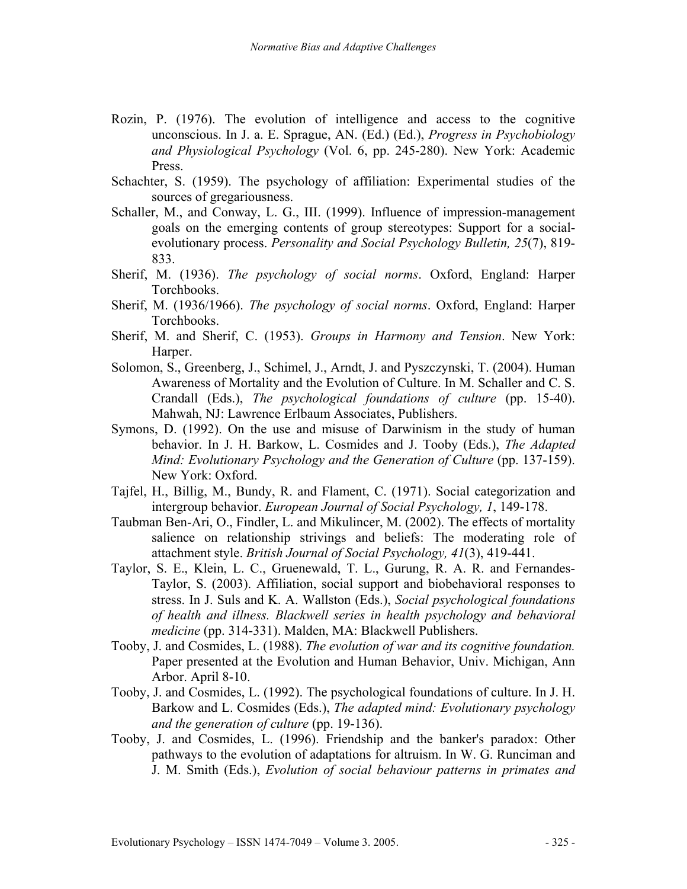Rozin, P. (1976). The evolution of intelligence and access to the cognitive unconscious. In J. a. E. Sprague, AN. (Ed.) (Ed.), *Progress in Psychobiology and Physiological Psychology* (Vol. 6, pp. 245-280). New York: Academic Press.

Schachter, S. (1959). The psychology of affiliation: Experimental studies of the sources of gregariousness.

Schaller, M., and Conway, L. G., III. (1999). Influence of impression-management goals on the emerging contents of group stereotypes: Support for a social-evolutionary process. *Personality and Social Psychology Bulletin, 25*(7), 819-833.

Sherif, M. (1936). *The psychology of social norms*. Oxford, England: Harper Torchbooks.

Sherif, M. (1936/1966). *The psychology of social norms*. Oxford, England: Harper Torchbooks.

Sherif, M. and Sherif, C. (1953). *Groups in Harmony and Tension*. New York: Harper.

Solomon, S., Greenberg, J., Schimel, J., Arndt, J. and Pyszczynski, T. (2004). Human Awareness of Mortality and the Evolution of Culture. In M. Schaller and C. S. Crandall (Eds.), *The psychological foundations of culture* (pp. 15-40). Mahwah, NJ: Lawrence Erlbaum Associates, Publishers.

Symons, D. (1992). On the use and misuse of Darwinism in the study of human behavior. In J. H. Barkow, L. Cosmides and J. Tooby (Eds.), *The Adapted Mind: Evolutionary Psychology and the Generation of Culture* (pp. 137-159). New York: Oxford.

Tajfel, H., Billig, M., Bundy, R. and Flament, C. (1971). Social categorization and intergroup behavior. *European Journal of Social Psychology, 1*, 149-178.

Taubman Ben-Ari, O., Findler, L. and Mikulincer, M. (2002). The effects of mortality salience on relationship strivings and beliefs: The moderating role of attachment style. *British Journal of Social Psychology, 41*(3), 419-441.

Taylor, S. E., Klein, L. C., Gruenewald, T. L., Gurung, R. A. R. and Fernandes-Taylor, S. (2003). Affiliation, social support and biobehavioral responses to stress. In J. Suls and K. A. Wallston (Eds.), *Social psychological foundations of health and illness. Blackwell series in health psychology and behavioral medicine* (pp. 314-331). Malden, MA: Blackwell Publishers.

Tooby, J. and Cosmides, L. (1988). *The evolution of war and its cognitive foundation.* Paper presented at the Evolution and Human Behavior, Univ. Michigan, Ann Arbor. April 8-10.

Tooby, J. and Cosmides, L. (1992). The psychological foundations of culture. In J. H. Barkow and L. Cosmides (Eds.), *The adapted mind: Evolutionary psychology and the generation of culture* (pp. 19-136).

Tooby, J. and Cosmides, L. (1996). Friendship and the banker's paradox: Other pathways to the evolution of adaptations for altruism. In W. G. Runciman and J. M. Smith (Eds.), *Evolution of social behaviour patterns in primates and*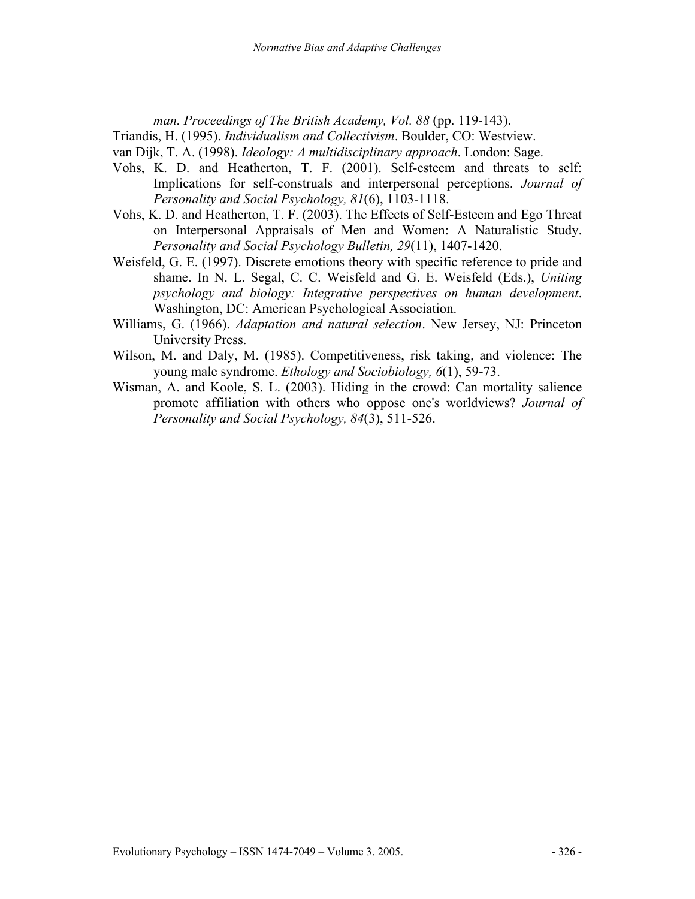*man. Proceedings of The British Academy, Vol. 88* (pp. 119-143).

Triandis, H. (1995). *Individualism and Collectivism*. Boulder, CO: Westview.

van Dijk, T. A. (1998). *Ideology: A multidisciplinary approach*. London: Sage.

Vohs, K. D. and Heatherton, T. F. (2001). Self-esteem and threats to self: Implications for self-construals and interpersonal perceptions. *Journal of Personality and Social Psychology, 81*(6), 1103-1118.

Vohs, K. D. and Heatherton, T. F. (2003). The Effects of Self-Esteem and Ego Threat on Interpersonal Appraisals of Men and Women: A Naturalistic Study. *Personality and Social Psychology Bulletin, 29*(11), 1407-1420.

Weisfeld, G. E. (1997). Discrete emotions theory with specific reference to pride and shame. In N. L. Segal, C. C. Weisfeld and G. E. Weisfeld (Eds.), *Uniting psychology and biology: Integrative perspectives on human development*. Washington, DC: American Psychological Association.

Williams, G. (1966). *Adaptation and natural selection*. New Jersey, NJ: Princeton University Press.

Wilson, M. and Daly, M. (1985). Competitiveness, risk taking, and violence: The young male syndrome. *Ethology and Sociobiology, 6*(1), 59-73.

Wisman, A. and Koole, S. L. (2003). Hiding in the crowd: Can mortality salience promote affiliation with others who oppose one's worldviews? *Journal of Personality and Social Psychology, 84*(3), 511-526.